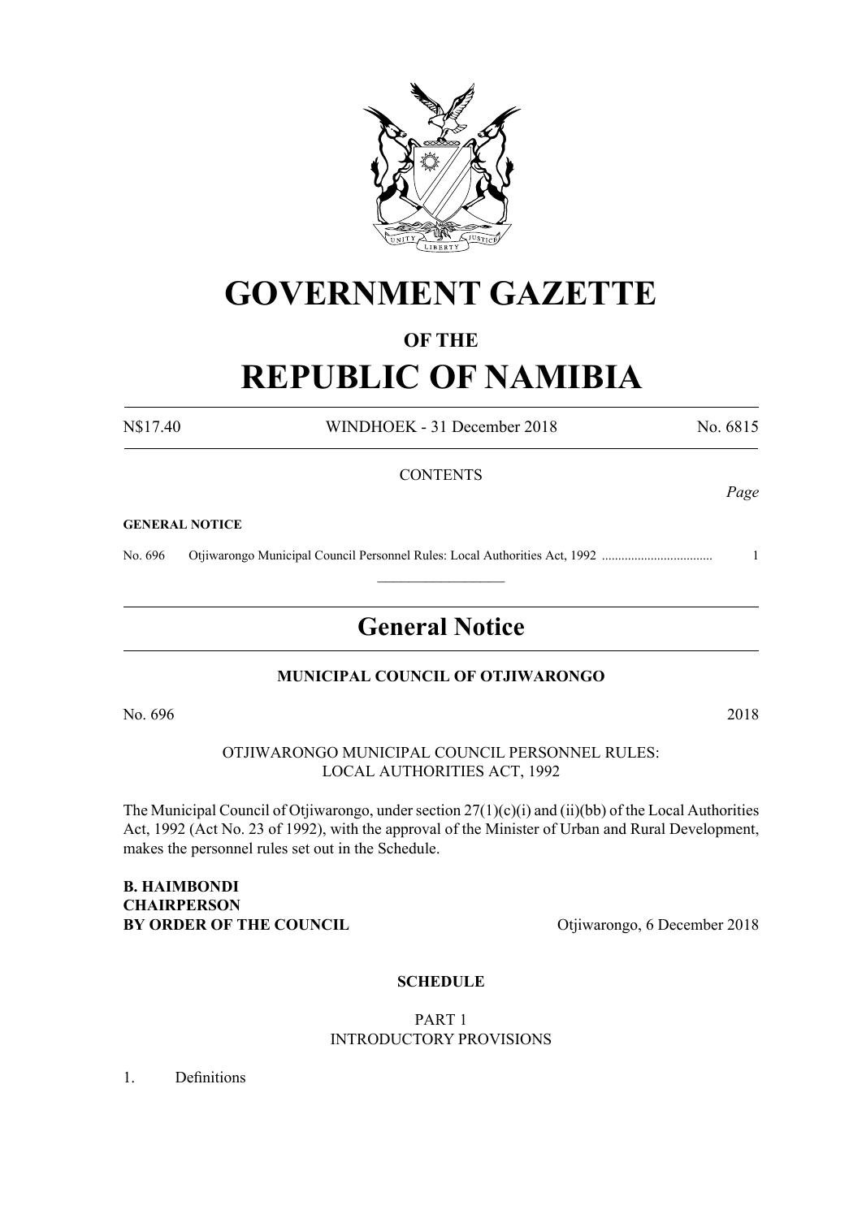# GOVERNMENT GAZETTE

## OF THE

# REPUBLIC OF NAMIBIA

N$17.40 WINDHOEK - 31 December 2018 No. 6815

CONTENTS

*Page*

**GENERAL NOTICE**

No. 696 Otjiwarongo Municipal Council Personnel Rules: Local Authorities Act, 1992 .................................. 1

## General Notice

**MUNICIPAL COUNCIL OF OTJIWARONGO**

No. 696 2018

OTJIWARONGO MUNICIPAL COUNCIL PERSONNEL RULES: LOCAL AUTHORITIES ACT, 1992

The Municipal Council of Otjiwarongo, under section 27(1)(c)(i) and (ii)(bb) of the Local Authorities Act, 1992 (Act No. 23 of 1992), with the approval of the Minister of Urban and Rural Development, makes the personnel rules set out in the Schedule.

**B. HAIMBONDI**
**CHAIRPERSON**
**BY ORDER OF THE COUNCIL** Otjiwarongo, 6 December 2018

**SCHEDULE**

PART 1
INTRODUCTORY PROVISIONS

1. Definitions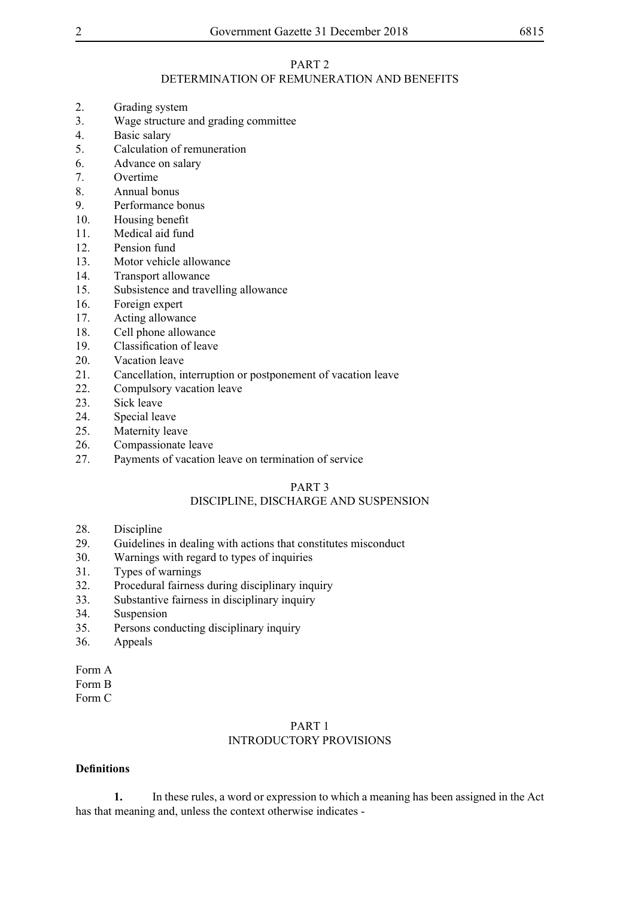## PART 2
## DETERMINATION OF REMUNERATION AND BENEFITS

2. Grading system
3. Wage structure and grading committee
4. Basic salary
5. Calculation of remuneration
6. Advance on salary
7. Overtime
8. Annual bonus
9. Performance bonus
10. Housing benefit
11. Medical aid fund
12. Pension fund
13. Motor vehicle allowance
14. Transport allowance
15. Subsistence and travelling allowance
16. Foreign expert
17. Acting allowance
18. Cell phone allowance
19. Classification of leave
20. Vacation leave
21. Cancellation, interruption or postponement of vacation leave
22. Compulsory vacation leave
23. Sick leave
24. Special leave
25. Maternity leave
26. Compassionate leave
27. Payments of vacation leave on termination of service

## PART 3
## DISCIPLINE, DISCHARGE AND SUSPENSION

28. Discipline
29. Guidelines in dealing with actions that constitutes misconduct
30. Warnings with regard to types of inquiries
31. Types of warnings
32. Procedural fairness during disciplinary inquiry
33. Substantive fairness in disciplinary inquiry
34. Suspension
35. Persons conducting disciplinary inquiry
36. Appeals

Form A
Form B
Form C

## PART 1
## INTRODUCTORY PROVISIONS

**Definitions**

**1.** In these rules, a word or expression to which a meaning has been assigned in the Act has that meaning and, unless the context otherwise indicates -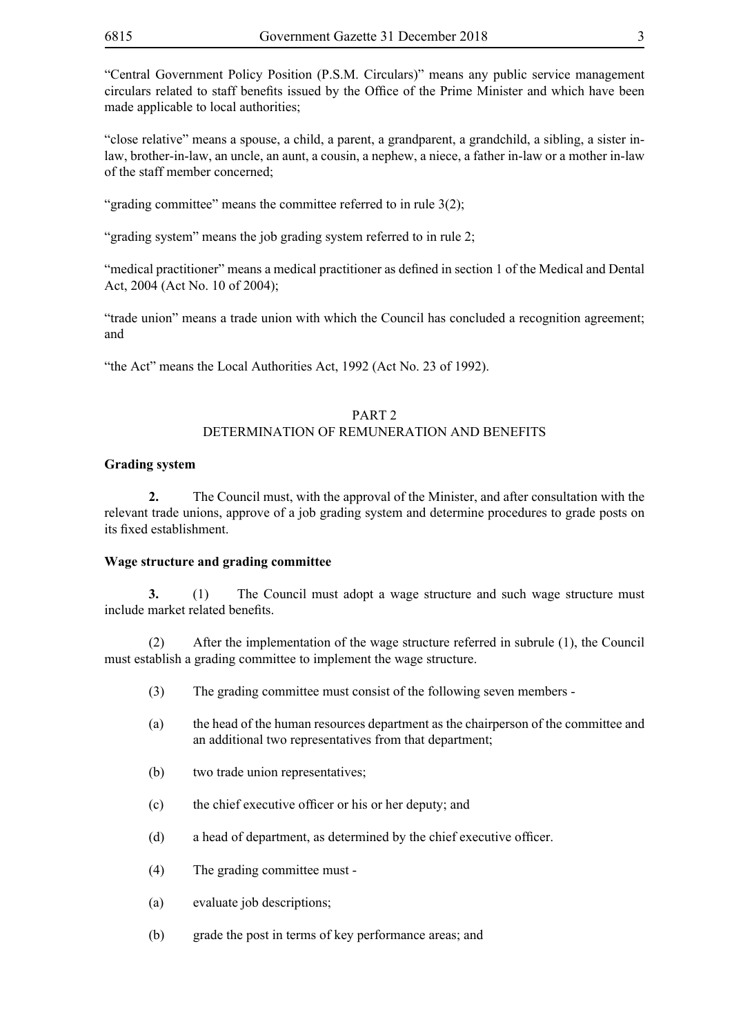"Central Government Policy Position (P.S.M. Circulars)" means any public service management circulars related to staff benefits issued by the Office of the Prime Minister and which have been made applicable to local authorities;

"close relative" means a spouse, a child, a parent, a grandparent, a grandchild, a sibling, a sister in-law, brother-in-law, an uncle, an aunt, a cousin, a nephew, a niece, a father in-law or a mother in-law of the staff member concerned;

"grading committee" means the committee referred to in rule 3(2);

"grading system" means the job grading system referred to in rule 2;

"medical practitioner" means a medical practitioner as defined in section 1 of the Medical and Dental Act, 2004 (Act No. 10 of 2004);

"trade union" means a trade union with which the Council has concluded a recognition agreement; and

"the Act" means the Local Authorities Act, 1992 (Act No. 23 of 1992).

## PART 2
## DETERMINATION OF REMUNERATION AND BENEFITS

**Grading system**

**2.** The Council must, with the approval of the Minister, and after consultation with the relevant trade unions, approve of a job grading system and determine procedures to grade posts on its fixed establishment.

**Wage structure and grading committee**

**3.** (1) The Council must adopt a wage structure and such wage structure must include market related benefits.

(2) After the implementation of the wage structure referred in subrule (1), the Council must establish a grading committee to implement the wage structure.

(3) The grading committee must consist of the following seven members -

(a) the head of the human resources department as the chairperson of the committee and an additional two representatives from that department;

(b) two trade union representatives;

(c) the chief executive officer or his or her deputy; and

(d) a head of department, as determined by the chief executive officer.

(4) The grading committee must -

(a) evaluate job descriptions;

(b) grade the post in terms of key performance areas; and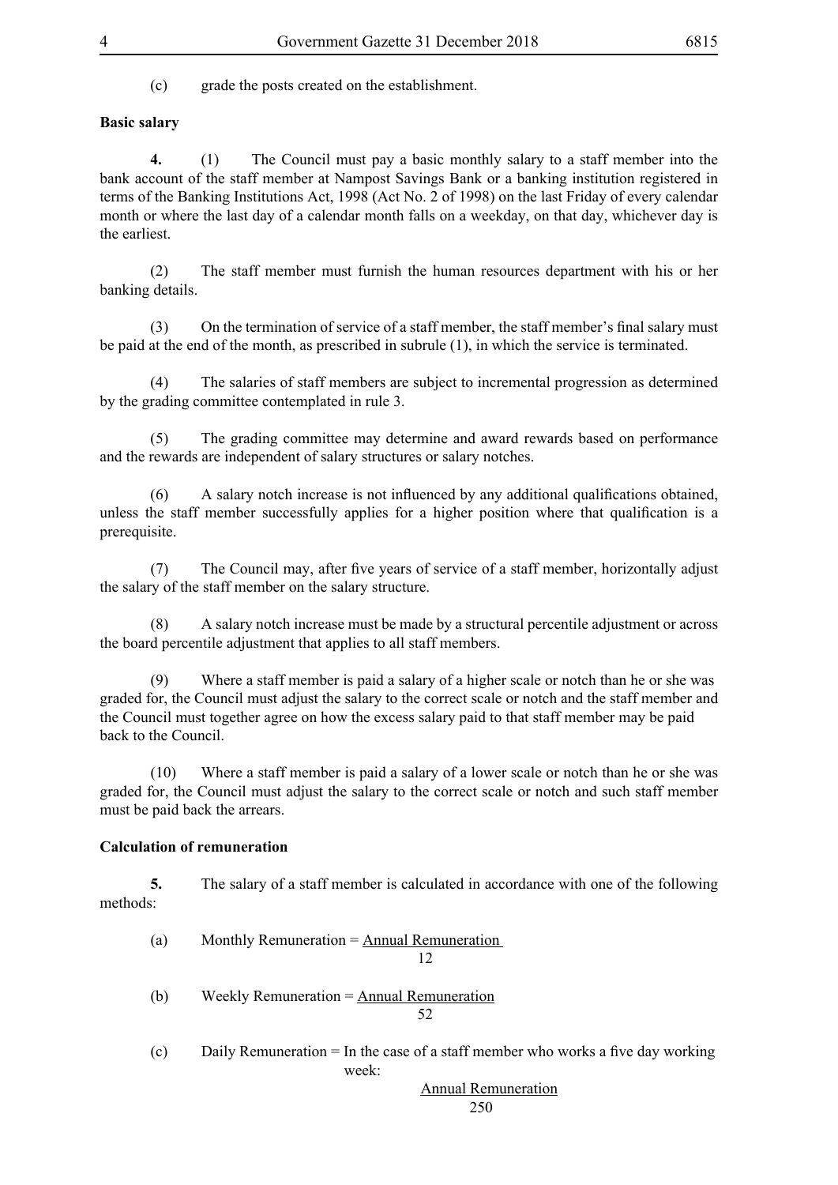(c) grade the posts created on the establishment.

**Basic salary**

**4.** (1) The Council must pay a basic monthly salary to a staff member into the bank account of the staff member at Nampost Savings Bank or a banking institution registered in terms of the Banking Institutions Act, 1998 (Act No. 2 of 1998) on the last Friday of every calendar month or where the last day of a calendar month falls on a weekday, on that day, whichever day is the earliest.

(2) The staff member must furnish the human resources department with his or her banking details.

(3) On the termination of service of a staff member, the staff member's final salary must be paid at the end of the month, as prescribed in subrule (1), in which the service is terminated.

(4) The salaries of staff members are subject to incremental progression as determined by the grading committee contemplated in rule 3.

(5) The grading committee may determine and award rewards based on performance and the rewards are independent of salary structures or salary notches.

(6) A salary notch increase is not influenced by any additional qualifications obtained, unless the staff member successfully applies for a higher position where that qualification is a prerequisite.

(7) The Council may, after five years of service of a staff member, horizontally adjust the salary of the staff member on the salary structure.

(8) A salary notch increase must be made by a structural percentile adjustment or across the board percentile adjustment that applies to all staff members.

(9) Where a staff member is paid a salary of a higher scale or notch than he or she was graded for, the Council must adjust the salary to the correct scale or notch and the staff member and the Council must together agree on how the excess salary paid to that staff member may be paid back to the Council.

(10) Where a staff member is paid a salary of a lower scale or notch than he or she was graded for, the Council must adjust the salary to the correct scale or notch and such staff member must be paid back the arrears.

**Calculation of remuneration**

**5.** The salary of a staff member is calculated in accordance with one of the following methods:

(a) $$\text{Monthly Remuneration} = \frac{\text{Annual Remuneration}}{12}$$

(b) $$\text{Weekly Remuneration} = \frac{\text{Annual Remuneration}}{52}$$

(c) Daily Remuneration = In the case of a staff member who works a five day working week:

$$\frac{\text{Annual Remuneration}}{250}$$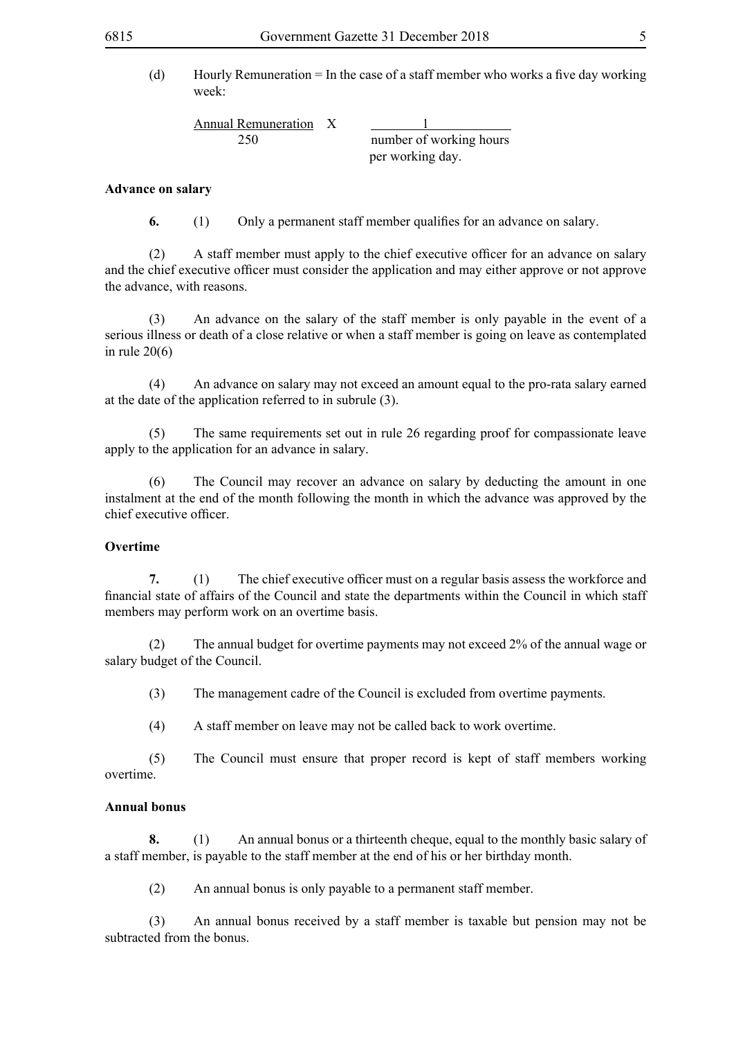(d) Hourly Remuneration = In the case of a staff member who works a five day working week:

$$\frac{\text{Annual Remuneration}}{250} \times \frac{1}{\text{number of working hours per working day.}}$$

**Advance on salary**

**6.** (1) Only a permanent staff member qualifies for an advance on salary.

(2) A staff member must apply to the chief executive officer for an advance on salary and the chief executive officer must consider the application and may either approve or not approve the advance, with reasons.

(3) An advance on the salary of the staff member is only payable in the event of a serious illness or death of a close relative or when a staff member is going on leave as contemplated in rule 20(6)

(4) An advance on salary may not exceed an amount equal to the pro-rata salary earned at the date of the application referred to in subrule (3).

(5) The same requirements set out in rule 26 regarding proof for compassionate leave apply to the application for an advance in salary.

(6) The Council may recover an advance on salary by deducting the amount in one instalment at the end of the month following the month in which the advance was approved by the chief executive officer.

**Overtime**

**7.** (1) The chief executive officer must on a regular basis assess the workforce and financial state of affairs of the Council and state the departments within the Council in which staff members may perform work on an overtime basis.

(2) The annual budget for overtime payments may not exceed 2% of the annual wage or salary budget of the Council.

(3) The management cadre of the Council is excluded from overtime payments.

(4) A staff member on leave may not be called back to work overtime.

(5) The Council must ensure that proper record is kept of staff members working overtime.

**Annual bonus**

**8.** (1) An annual bonus or a thirteenth cheque, equal to the monthly basic salary of a staff member, is payable to the staff member at the end of his or her birthday month.

(2) An annual bonus is only payable to a permanent staff member.

(3) An annual bonus received by a staff member is taxable but pension may not be subtracted from the bonus.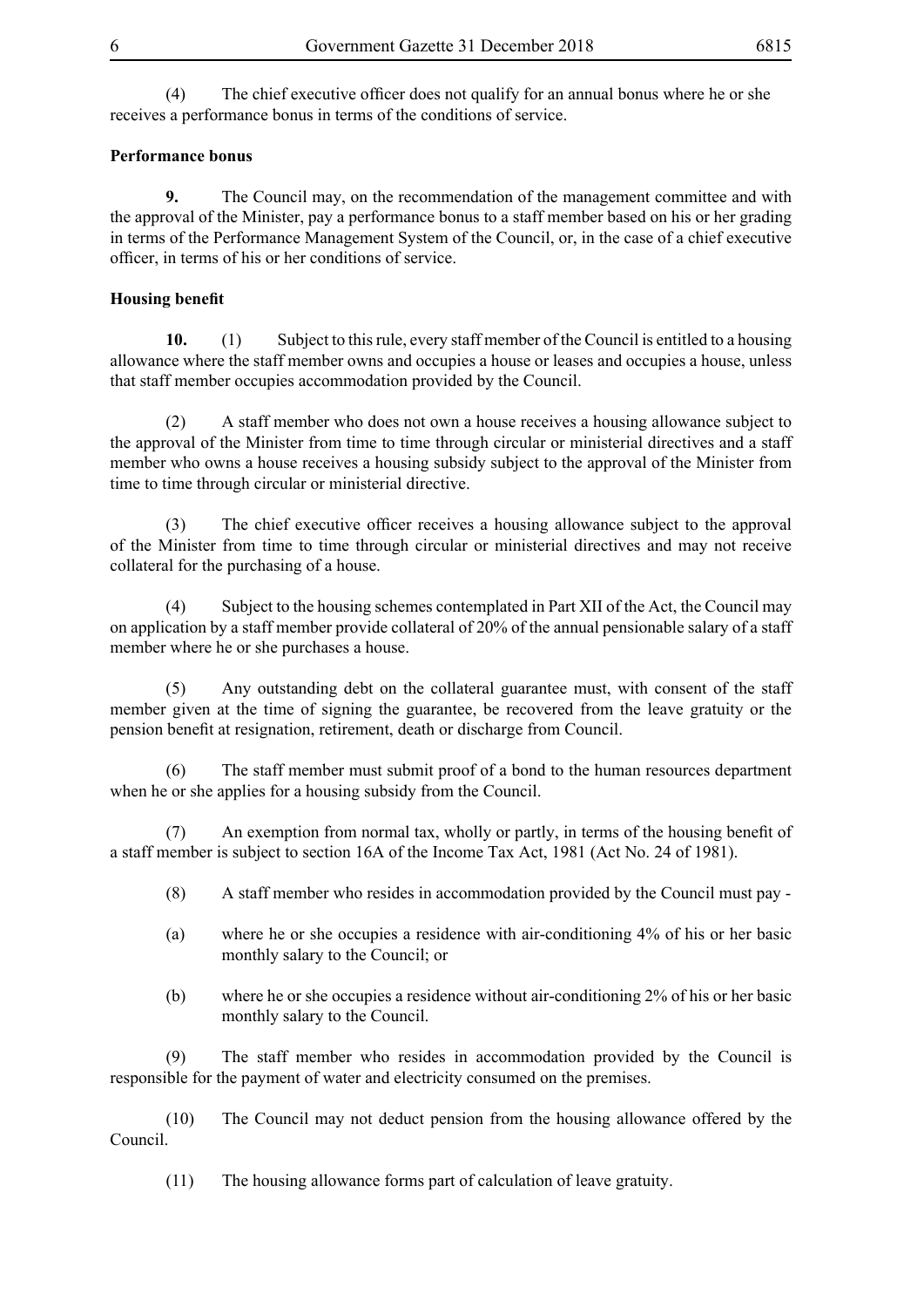(4) The chief executive officer does not qualify for an annual bonus where he or she receives a performance bonus in terms of the conditions of service.

**Performance bonus**

**9.** The Council may, on the recommendation of the management committee and with the approval of the Minister, pay a performance bonus to a staff member based on his or her grading in terms of the Performance Management System of the Council, or, in the case of a chief executive officer, in terms of his or her conditions of service.

**Housing benefit**

**10.** (1) Subject to this rule, every staff member of the Council is entitled to a housing allowance where the staff member owns and occupies a house or leases and occupies a house, unless that staff member occupies accommodation provided by the Council.

(2) A staff member who does not own a house receives a housing allowance subject to the approval of the Minister from time to time through circular or ministerial directives and a staff member who owns a house receives a housing subsidy subject to the approval of the Minister from time to time through circular or ministerial directive.

(3) The chief executive officer receives a housing allowance subject to the approval of the Minister from time to time through circular or ministerial directives and may not receive collateral for the purchasing of a house.

(4) Subject to the housing schemes contemplated in Part XII of the Act, the Council may on application by a staff member provide collateral of 20% of the annual pensionable salary of a staff member where he or she purchases a house.

(5) Any outstanding debt on the collateral guarantee must, with consent of the staff member given at the time of signing the guarantee, be recovered from the leave gratuity or the pension benefit at resignation, retirement, death or discharge from Council.

(6) The staff member must submit proof of a bond to the human resources department when he or she applies for a housing subsidy from the Council.

(7) An exemption from normal tax, wholly or partly, in terms of the housing benefit of a staff member is subject to section 16A of the Income Tax Act, 1981 (Act No. 24 of 1981).

(8) A staff member who resides in accommodation provided by the Council must pay -

(a) where he or she occupies a residence with air-conditioning 4% of his or her basic monthly salary to the Council; or

(b) where he or she occupies a residence without air-conditioning 2% of his or her basic monthly salary to the Council.

(9) The staff member who resides in accommodation provided by the Council is responsible for the payment of water and electricity consumed on the premises.

(10) The Council may not deduct pension from the housing allowance offered by the Council.

(11) The housing allowance forms part of calculation of leave gratuity.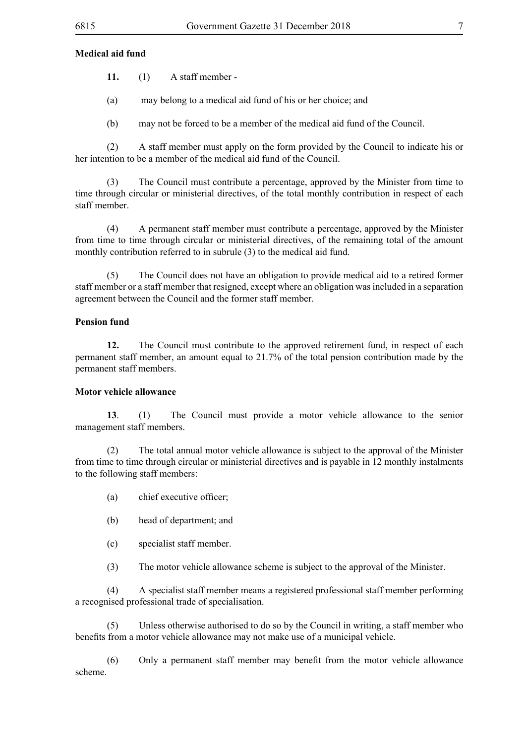**Medical aid fund**

**11.** (1) A staff member -

(a) may belong to a medical aid fund of his or her choice; and

(b) may not be forced to be a member of the medical aid fund of the Council.

(2) A staff member must apply on the form provided by the Council to indicate his or her intention to be a member of the medical aid fund of the Council.

(3) The Council must contribute a percentage, approved by the Minister from time to time through circular or ministerial directives, of the total monthly contribution in respect of each staff member.

(4) A permanent staff member must contribute a percentage, approved by the Minister from time to time through circular or ministerial directives, of the remaining total of the amount monthly contribution referred to in subrule (3) to the medical aid fund.

(5) The Council does not have an obligation to provide medical aid to a retired former staff member or a staff member that resigned, except where an obligation was included in a separation agreement between the Council and the former staff member.

**Pension fund**

**12.** The Council must contribute to the approved retirement fund, in respect of each permanent staff member, an amount equal to 21.7% of the total pension contribution made by the permanent staff members.

**Motor vehicle allowance**

**13**. (1) The Council must provide a motor vehicle allowance to the senior management staff members.

(2) The total annual motor vehicle allowance is subject to the approval of the Minister from time to time through circular or ministerial directives and is payable in 12 monthly instalments to the following staff members:

(a) chief executive officer;

(b) head of department; and

(c) specialist staff member.

(3) The motor vehicle allowance scheme is subject to the approval of the Minister.

(4) A specialist staff member means a registered professional staff member performing a recognised professional trade of specialisation.

(5) Unless otherwise authorised to do so by the Council in writing, a staff member who benefits from a motor vehicle allowance may not make use of a municipal vehicle.

(6) Only a permanent staff member may benefit from the motor vehicle allowance scheme.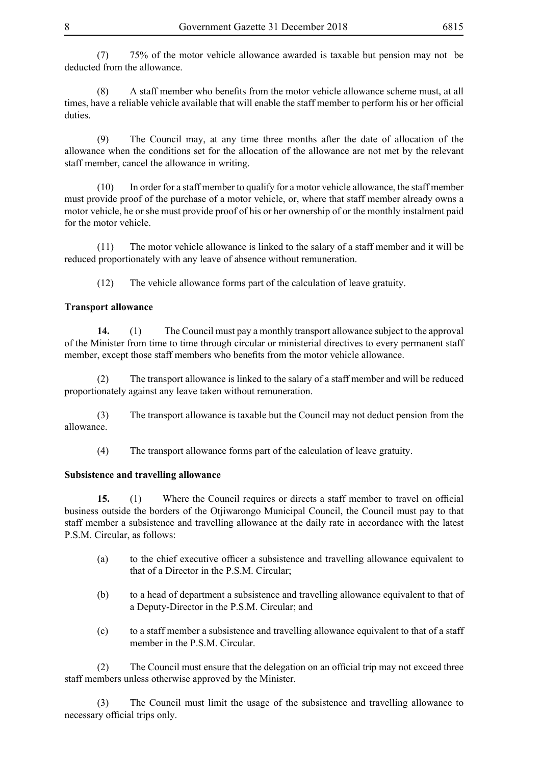(7) 75% of the motor vehicle allowance awarded is taxable but pension may not be deducted from the allowance.

(8) A staff member who benefits from the motor vehicle allowance scheme must, at all times, have a reliable vehicle available that will enable the staff member to perform his or her official duties.

(9) The Council may, at any time three months after the date of allocation of the allowance when the conditions set for the allocation of the allowance are not met by the relevant staff member, cancel the allowance in writing.

(10) In order for a staff member to qualify for a motor vehicle allowance, the staff member must provide proof of the purchase of a motor vehicle, or, where that staff member already owns a motor vehicle, he or she must provide proof of his or her ownership of or the monthly instalment paid for the motor vehicle.

(11) The motor vehicle allowance is linked to the salary of a staff member and it will be reduced proportionately with any leave of absence without remuneration.

(12) The vehicle allowance forms part of the calculation of leave gratuity.

**Transport allowance**

**14.** (1) The Council must pay a monthly transport allowance subject to the approval of the Minister from time to time through circular or ministerial directives to every permanent staff member, except those staff members who benefits from the motor vehicle allowance.

(2) The transport allowance is linked to the salary of a staff member and will be reduced proportionately against any leave taken without remuneration.

(3) The transport allowance is taxable but the Council may not deduct pension from the allowance.

(4) The transport allowance forms part of the calculation of leave gratuity.

**Subsistence and travelling allowance**

**15.** (1) Where the Council requires or directs a staff member to travel on official business outside the borders of the Otjiwarongo Municipal Council, the Council must pay to that staff member a subsistence and travelling allowance at the daily rate in accordance with the latest P.S.M. Circular, as follows:

(a) to the chief executive officer a subsistence and travelling allowance equivalent to that of a Director in the P.S.M. Circular;

(b) to a head of department a subsistence and travelling allowance equivalent to that of a Deputy-Director in the P.S.M. Circular; and

(c) to a staff member a subsistence and travelling allowance equivalent to that of a staff member in the P.S.M. Circular.

(2) The Council must ensure that the delegation on an official trip may not exceed three staff members unless otherwise approved by the Minister.

(3) The Council must limit the usage of the subsistence and travelling allowance to necessary official trips only.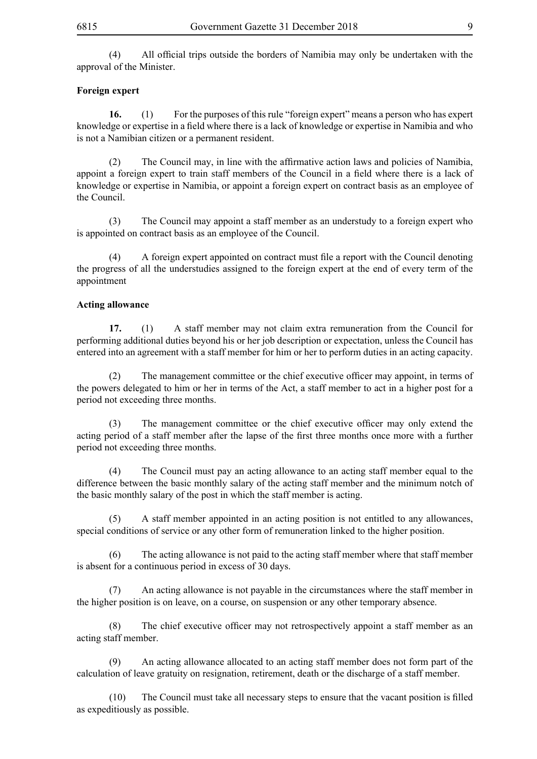(4) All official trips outside the borders of Namibia may only be undertaken with the approval of the Minister.

**Foreign expert**

**16.** (1) For the purposes of this rule "foreign expert" means a person who has expert knowledge or expertise in a field where there is a lack of knowledge or expertise in Namibia and who is not a Namibian citizen or a permanent resident.

(2) The Council may, in line with the affirmative action laws and policies of Namibia, appoint a foreign expert to train staff members of the Council in a field where there is a lack of knowledge or expertise in Namibia, or appoint a foreign expert on contract basis as an employee of the Council.

(3) The Council may appoint a staff member as an understudy to a foreign expert who is appointed on contract basis as an employee of the Council.

(4) A foreign expert appointed on contract must file a report with the Council denoting the progress of all the understudies assigned to the foreign expert at the end of every term of the appointment

**Acting allowance**

**17.** (1) A staff member may not claim extra remuneration from the Council for performing additional duties beyond his or her job description or expectation, unless the Council has entered into an agreement with a staff member for him or her to perform duties in an acting capacity.

(2) The management committee or the chief executive officer may appoint, in terms of the powers delegated to him or her in terms of the Act, a staff member to act in a higher post for a period not exceeding three months.

(3) The management committee or the chief executive officer may only extend the acting period of a staff member after the lapse of the first three months once more with a further period not exceeding three months.

(4) The Council must pay an acting allowance to an acting staff member equal to the difference between the basic monthly salary of the acting staff member and the minimum notch of the basic monthly salary of the post in which the staff member is acting.

(5) A staff member appointed in an acting position is not entitled to any allowances, special conditions of service or any other form of remuneration linked to the higher position.

(6) The acting allowance is not paid to the acting staff member where that staff member is absent for a continuous period in excess of 30 days.

(7) An acting allowance is not payable in the circumstances where the staff member in the higher position is on leave, on a course, on suspension or any other temporary absence.

(8) The chief executive officer may not retrospectively appoint a staff member as an acting staff member.

(9) An acting allowance allocated to an acting staff member does not form part of the calculation of leave gratuity on resignation, retirement, death or the discharge of a staff member.

(10) The Council must take all necessary steps to ensure that the vacant position is filled as expeditiously as possible.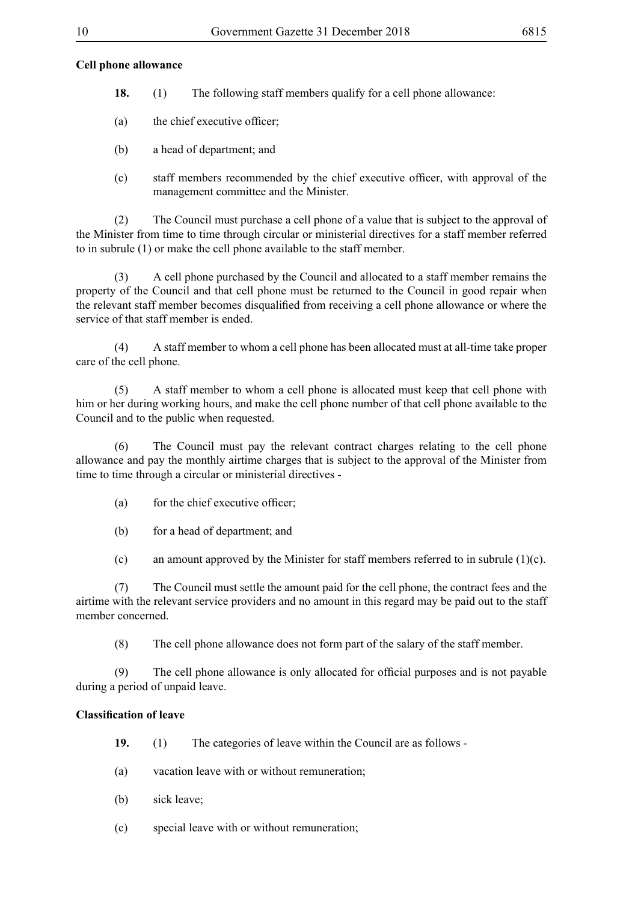**Cell phone allowance**

**18.** (1) The following staff members qualify for a cell phone allowance:

(a) the chief executive officer;

(b) a head of department; and

(c) staff members recommended by the chief executive officer, with approval of the management committee and the Minister.

(2) The Council must purchase a cell phone of a value that is subject to the approval of the Minister from time to time through circular or ministerial directives for a staff member referred to in subrule (1) or make the cell phone available to the staff member.

(3) A cell phone purchased by the Council and allocated to a staff member remains the property of the Council and that cell phone must be returned to the Council in good repair when the relevant staff member becomes disqualified from receiving a cell phone allowance or where the service of that staff member is ended.

(4) A staff member to whom a cell phone has been allocated must at all-time take proper care of the cell phone.

(5) A staff member to whom a cell phone is allocated must keep that cell phone with him or her during working hours, and make the cell phone number of that cell phone available to the Council and to the public when requested.

(6) The Council must pay the relevant contract charges relating to the cell phone allowance and pay the monthly airtime charges that is subject to the approval of the Minister from time to time through a circular or ministerial directives -

(a) for the chief executive officer;

(b) for a head of department; and

(c) an amount approved by the Minister for staff members referred to in subrule (1)(c).

(7) The Council must settle the amount paid for the cell phone, the contract fees and the airtime with the relevant service providers and no amount in this regard may be paid out to the staff member concerned.

(8) The cell phone allowance does not form part of the salary of the staff member.

(9) The cell phone allowance is only allocated for official purposes and is not payable during a period of unpaid leave.

**Classification of leave**

**19.** (1) The categories of leave within the Council are as follows -

(a) vacation leave with or without remuneration;

(b) sick leave;

(c) special leave with or without remuneration;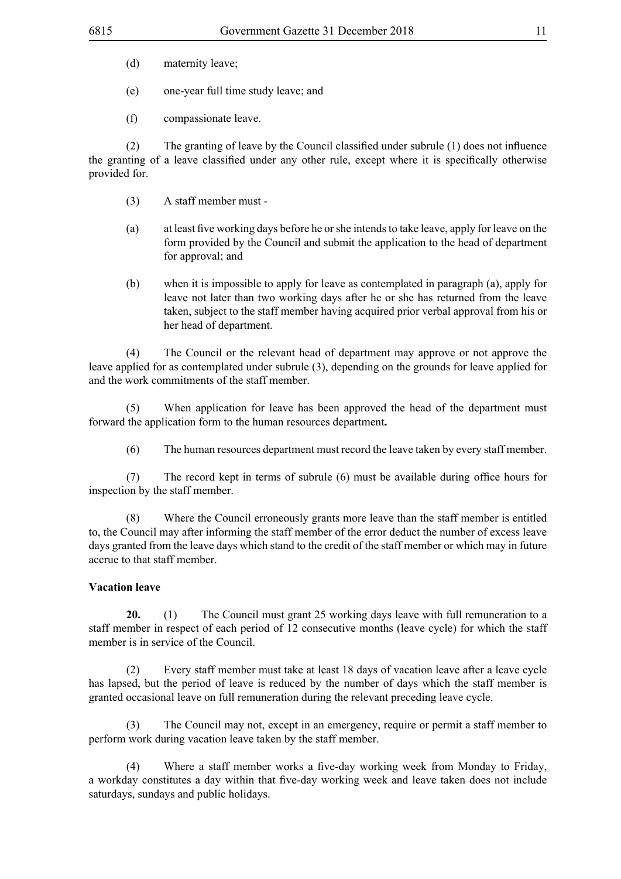(d) maternity leave;

(e) one-year full time study leave; and

(f) compassionate leave.

(2) The granting of leave by the Council classified under subrule (1) does not influence the granting of a leave classified under any other rule, except where it is specifically otherwise provided for.

(3) A staff member must -

(a) at least five working days before he or she intends to take leave, apply for leave on the form provided by the Council and submit the application to the head of department for approval; and

(b) when it is impossible to apply for leave as contemplated in paragraph (a), apply for leave not later than two working days after he or she has returned from the leave taken, subject to the staff member having acquired prior verbal approval from his or her head of department.

(4) The Council or the relevant head of department may approve or not approve the leave applied for as contemplated under subrule (3), depending on the grounds for leave applied for and the work commitments of the staff member.

(5) When application for leave has been approved the head of the department must forward the application form to the human resources department**.**

(6) The human resources department must record the leave taken by every staff member.

(7) The record kept in terms of subrule (6) must be available during office hours for inspection by the staff member.

(8) Where the Council erroneously grants more leave than the staff member is entitled to, the Council may after informing the staff member of the error deduct the number of excess leave days granted from the leave days which stand to the credit of the staff member or which may in future accrue to that staff member.

**Vacation leave**

**20.** (1) The Council must grant 25 working days leave with full remuneration to a staff member in respect of each period of 12 consecutive months (leave cycle) for which the staff member is in service of the Council.

(2) Every staff member must take at least 18 days of vacation leave after a leave cycle has lapsed, but the period of leave is reduced by the number of days which the staff member is granted occasional leave on full remuneration during the relevant preceding leave cycle.

(3) The Council may not, except in an emergency, require or permit a staff member to perform work during vacation leave taken by the staff member.

(4) Where a staff member works a five-day working week from Monday to Friday, a workday constitutes a day within that five-day working week and leave taken does not include saturdays, sundays and public holidays.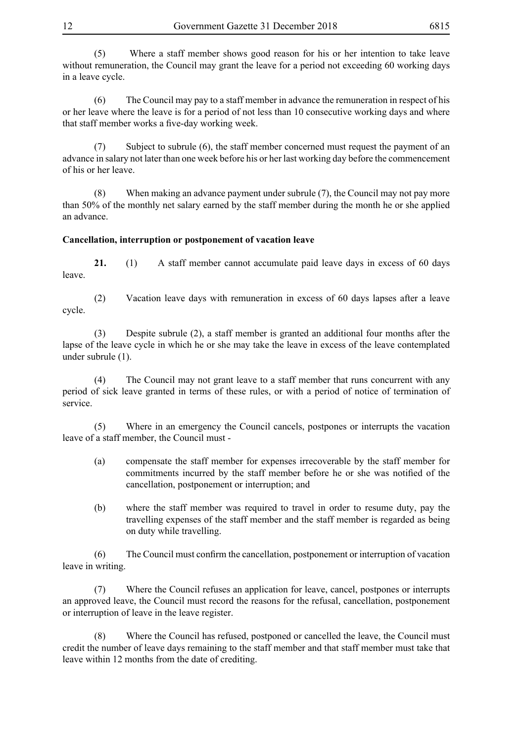(5) Where a staff member shows good reason for his or her intention to take leave without remuneration, the Council may grant the leave for a period not exceeding 60 working days in a leave cycle.

(6) The Council may pay to a staff member in advance the remuneration in respect of his or her leave where the leave is for a period of not less than 10 consecutive working days and where that staff member works a five-day working week.

(7) Subject to subrule (6), the staff member concerned must request the payment of an advance in salary not later than one week before his or her last working day before the commencement of his or her leave.

(8) When making an advance payment under subrule (7), the Council may not pay more than 50% of the monthly net salary earned by the staff member during the month he or she applied an advance.

**Cancellation, interruption or postponement of vacation leave**

**21.** (1) A staff member cannot accumulate paid leave days in excess of 60 days leave.

(2) Vacation leave days with remuneration in excess of 60 days lapses after a leave cycle.

(3) Despite subrule (2), a staff member is granted an additional four months after the lapse of the leave cycle in which he or she may take the leave in excess of the leave contemplated under subrule (1).

(4) The Council may not grant leave to a staff member that runs concurrent with any period of sick leave granted in terms of these rules, or with a period of notice of termination of service.

(5) Where in an emergency the Council cancels, postpones or interrupts the vacation leave of a staff member, the Council must -

(a) compensate the staff member for expenses irrecoverable by the staff member for commitments incurred by the staff member before he or she was notified of the cancellation, postponement or interruption; and

(b) where the staff member was required to travel in order to resume duty, pay the travelling expenses of the staff member and the staff member is regarded as being on duty while travelling.

(6) The Council must confirm the cancellation, postponement or interruption of vacation leave in writing.

(7) Where the Council refuses an application for leave, cancel, postpones or interrupts an approved leave, the Council must record the reasons for the refusal, cancellation, postponement or interruption of leave in the leave register.

(8) Where the Council has refused, postponed or cancelled the leave, the Council must credit the number of leave days remaining to the staff member and that staff member must take that leave within 12 months from the date of crediting.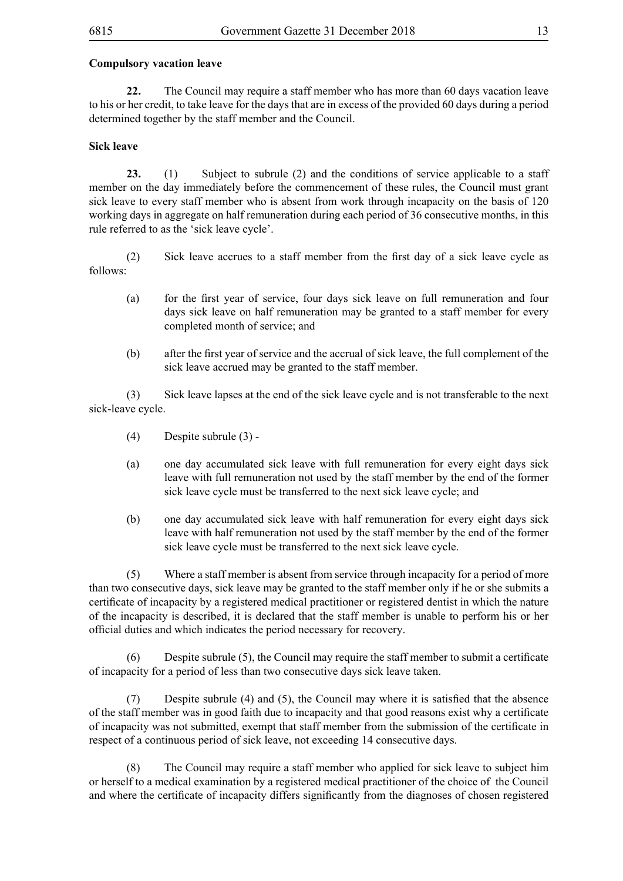**Compulsory vacation leave**

**22.** The Council may require a staff member who has more than 60 days vacation leave to his or her credit, to take leave for the days that are in excess of the provided 60 days during a period determined together by the staff member and the Council.

**Sick leave**

**23.** (1) Subject to subrule (2) and the conditions of service applicable to a staff member on the day immediately before the commencement of these rules, the Council must grant sick leave to every staff member who is absent from work through incapacity on the basis of 120 working days in aggregate on half remuneration during each period of 36 consecutive months, in this rule referred to as the 'sick leave cycle'.

(2) Sick leave accrues to a staff member from the first day of a sick leave cycle as follows:

(a) for the first year of service, four days sick leave on full remuneration and four days sick leave on half remuneration may be granted to a staff member for every completed month of service; and

(b) after the first year of service and the accrual of sick leave, the full complement of the sick leave accrued may be granted to the staff member.

(3) Sick leave lapses at the end of the sick leave cycle and is not transferable to the next sick-leave cycle.

(4) Despite subrule (3) -

(a) one day accumulated sick leave with full remuneration for every eight days sick leave with full remuneration not used by the staff member by the end of the former sick leave cycle must be transferred to the next sick leave cycle; and

(b) one day accumulated sick leave with half remuneration for every eight days sick leave with half remuneration not used by the staff member by the end of the former sick leave cycle must be transferred to the next sick leave cycle.

(5) Where a staff member is absent from service through incapacity for a period of more than two consecutive days, sick leave may be granted to the staff member only if he or she submits a certificate of incapacity by a registered medical practitioner or registered dentist in which the nature of the incapacity is described, it is declared that the staff member is unable to perform his or her official duties and which indicates the period necessary for recovery.

(6) Despite subrule (5), the Council may require the staff member to submit a certificate of incapacity for a period of less than two consecutive days sick leave taken.

(7) Despite subrule (4) and (5), the Council may where it is satisfied that the absence of the staff member was in good faith due to incapacity and that good reasons exist why a certificate of incapacity was not submitted, exempt that staff member from the submission of the certificate in respect of a continuous period of sick leave, not exceeding 14 consecutive days.

(8) The Council may require a staff member who applied for sick leave to subject him or herself to a medical examination by a registered medical practitioner of the choice of the Council and where the certificate of incapacity differs significantly from the diagnoses of chosen registered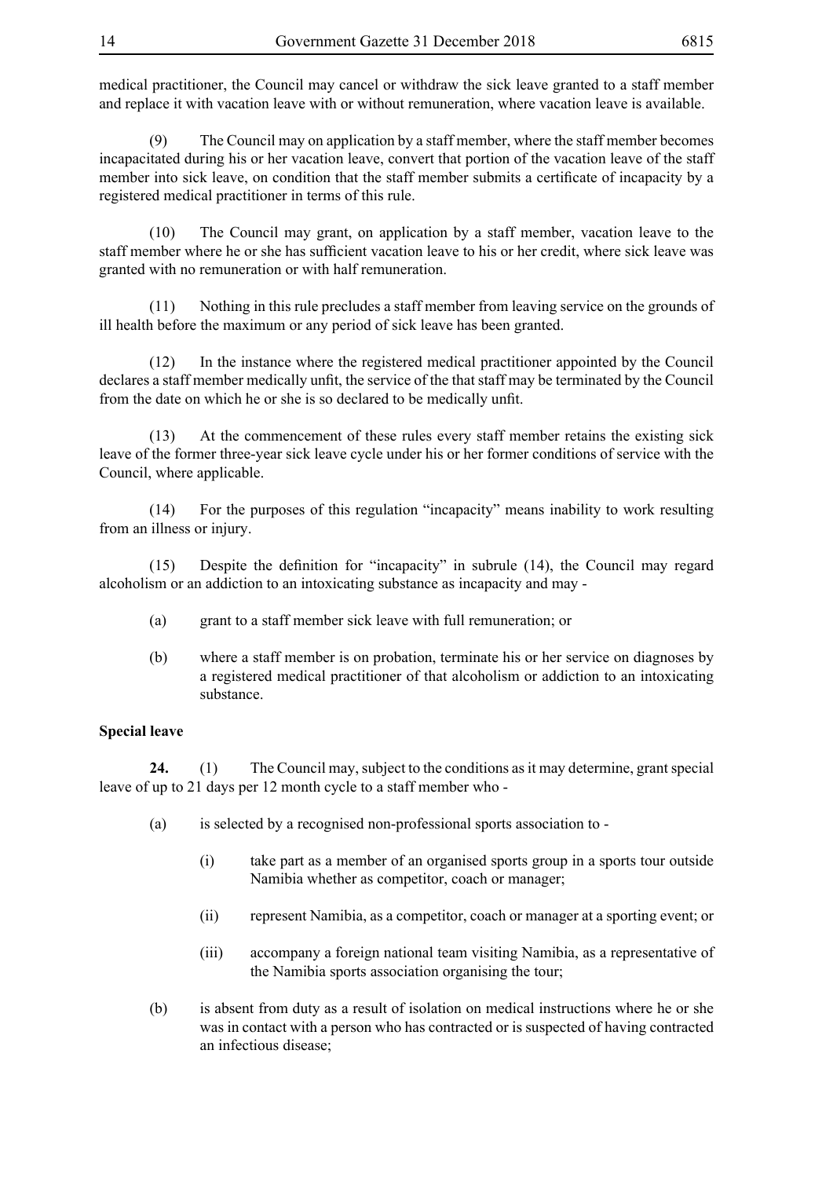medical practitioner, the Council may cancel or withdraw the sick leave granted to a staff member and replace it with vacation leave with or without remuneration, where vacation leave is available.

(9) The Council may on application by a staff member, where the staff member becomes incapacitated during his or her vacation leave, convert that portion of the vacation leave of the staff member into sick leave, on condition that the staff member submits a certificate of incapacity by a registered medical practitioner in terms of this rule.

(10) The Council may grant, on application by a staff member, vacation leave to the staff member where he or she has sufficient vacation leave to his or her credit, where sick leave was granted with no remuneration or with half remuneration.

(11) Nothing in this rule precludes a staff member from leaving service on the grounds of ill health before the maximum or any period of sick leave has been granted.

(12) In the instance where the registered medical practitioner appointed by the Council declares a staff member medically unfit, the service of the that staff may be terminated by the Council from the date on which he or she is so declared to be medically unfit.

(13) At the commencement of these rules every staff member retains the existing sick leave of the former three-year sick leave cycle under his or her former conditions of service with the Council, where applicable.

(14) For the purposes of this regulation "incapacity" means inability to work resulting from an illness or injury.

(15) Despite the definition for "incapacity" in subrule (14), the Council may regard alcoholism or an addiction to an intoxicating substance as incapacity and may -

(a) grant to a staff member sick leave with full remuneration; or

(b) where a staff member is on probation, terminate his or her service on diagnoses by a registered medical practitioner of that alcoholism or addiction to an intoxicating substance.

**Special leave**

**24.** (1) The Council may, subject to the conditions as it may determine, grant special leave of up to 21 days per 12 month cycle to a staff member who -

(a) is selected by a recognised non-professional sports association to -

(i) take part as a member of an organised sports group in a sports tour outside Namibia whether as competitor, coach or manager;

(ii) represent Namibia, as a competitor, coach or manager at a sporting event; or

(iii) accompany a foreign national team visiting Namibia, as a representative of the Namibia sports association organising the tour;

(b) is absent from duty as a result of isolation on medical instructions where he or she was in contact with a person who has contracted or is suspected of having contracted an infectious disease;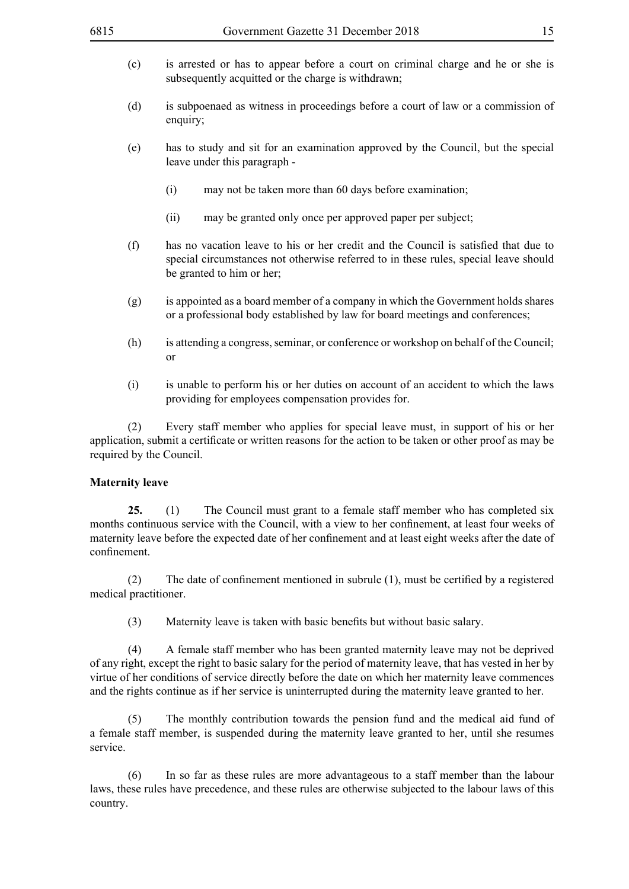(c) is arrested or has to appear before a court on criminal charge and he or she is subsequently acquitted or the charge is withdrawn;

(d) is subpoenaed as witness in proceedings before a court of law or a commission of enquiry;

(e) has to study and sit for an examination approved by the Council, but the special leave under this paragraph -

(i) may not be taken more than 60 days before examination;

(ii) may be granted only once per approved paper per subject;

(f) has no vacation leave to his or her credit and the Council is satisfied that due to special circumstances not otherwise referred to in these rules, special leave should be granted to him or her;

(g) is appointed as a board member of a company in which the Government holds shares or a professional body established by law for board meetings and conferences;

(h) is attending a congress, seminar, or conference or workshop on behalf of the Council; or

(i) is unable to perform his or her duties on account of an accident to which the laws providing for employees compensation provides for.

(2) Every staff member who applies for special leave must, in support of his or her application, submit a certificate or written reasons for the action to be taken or other proof as may be required by the Council.

**Maternity leave**

**25.** (1) The Council must grant to a female staff member who has completed six months continuous service with the Council, with a view to her confinement, at least four weeks of maternity leave before the expected date of her confinement and at least eight weeks after the date of confinement.

(2) The date of confinement mentioned in subrule (1), must be certified by a registered medical practitioner.

(3) Maternity leave is taken with basic benefits but without basic salary.

(4) A female staff member who has been granted maternity leave may not be deprived of any right, except the right to basic salary for the period of maternity leave, that has vested in her by virtue of her conditions of service directly before the date on which her maternity leave commences and the rights continue as if her service is uninterrupted during the maternity leave granted to her.

(5) The monthly contribution towards the pension fund and the medical aid fund of a female staff member, is suspended during the maternity leave granted to her, until she resumes service.

(6) In so far as these rules are more advantageous to a staff member than the labour laws, these rules have precedence, and these rules are otherwise subjected to the labour laws of this country.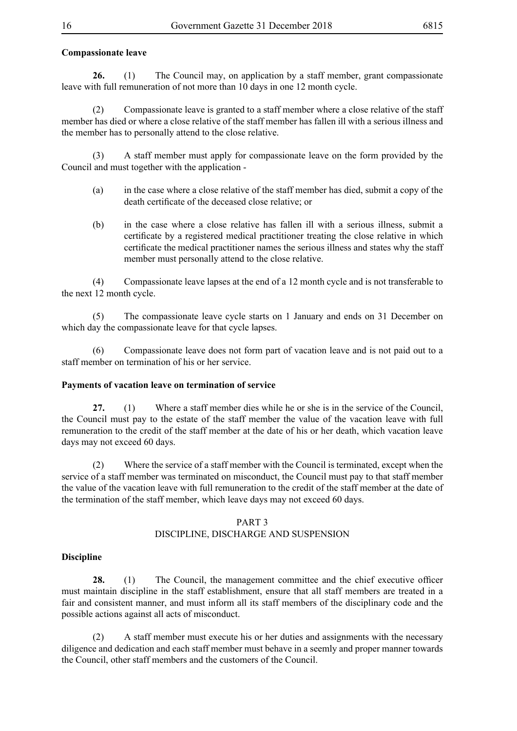**Compassionate leave**

**26.** (1) The Council may, on application by a staff member, grant compassionate leave with full remuneration of not more than 10 days in one 12 month cycle.

(2) Compassionate leave is granted to a staff member where a close relative of the staff member has died or where a close relative of the staff member has fallen ill with a serious illness and the member has to personally attend to the close relative.

(3) A staff member must apply for compassionate leave on the form provided by the Council and must together with the application -

(a) in the case where a close relative of the staff member has died, submit a copy of the death certificate of the deceased close relative; or

(b) in the case where a close relative has fallen ill with a serious illness, submit a certificate by a registered medical practitioner treating the close relative in which certificate the medical practitioner names the serious illness and states why the staff member must personally attend to the close relative.

(4) Compassionate leave lapses at the end of a 12 month cycle and is not transferable to the next 12 month cycle.

(5) The compassionate leave cycle starts on 1 January and ends on 31 December on which day the compassionate leave for that cycle lapses.

(6) Compassionate leave does not form part of vacation leave and is not paid out to a staff member on termination of his or her service.

**Payments of vacation leave on termination of service**

**27.** (1) Where a staff member dies while he or she is in the service of the Council, the Council must pay to the estate of the staff member the value of the vacation leave with full remuneration to the credit of the staff member at the date of his or her death, which vacation leave days may not exceed 60 days.

(2) Where the service of a staff member with the Council is terminated, except when the service of a staff member was terminated on misconduct, the Council must pay to that staff member the value of the vacation leave with full remuneration to the credit of the staff member at the date of the termination of the staff member, which leave days may not exceed 60 days.

## PART 3
## DISCIPLINE, DISCHARGE AND SUSPENSION

**Discipline**

**28.** (1) The Council, the management committee and the chief executive officer must maintain discipline in the staff establishment, ensure that all staff members are treated in a fair and consistent manner, and must inform all its staff members of the disciplinary code and the possible actions against all acts of misconduct.

(2) A staff member must execute his or her duties and assignments with the necessary diligence and dedication and each staff member must behave in a seemly and proper manner towards the Council, other staff members and the customers of the Council.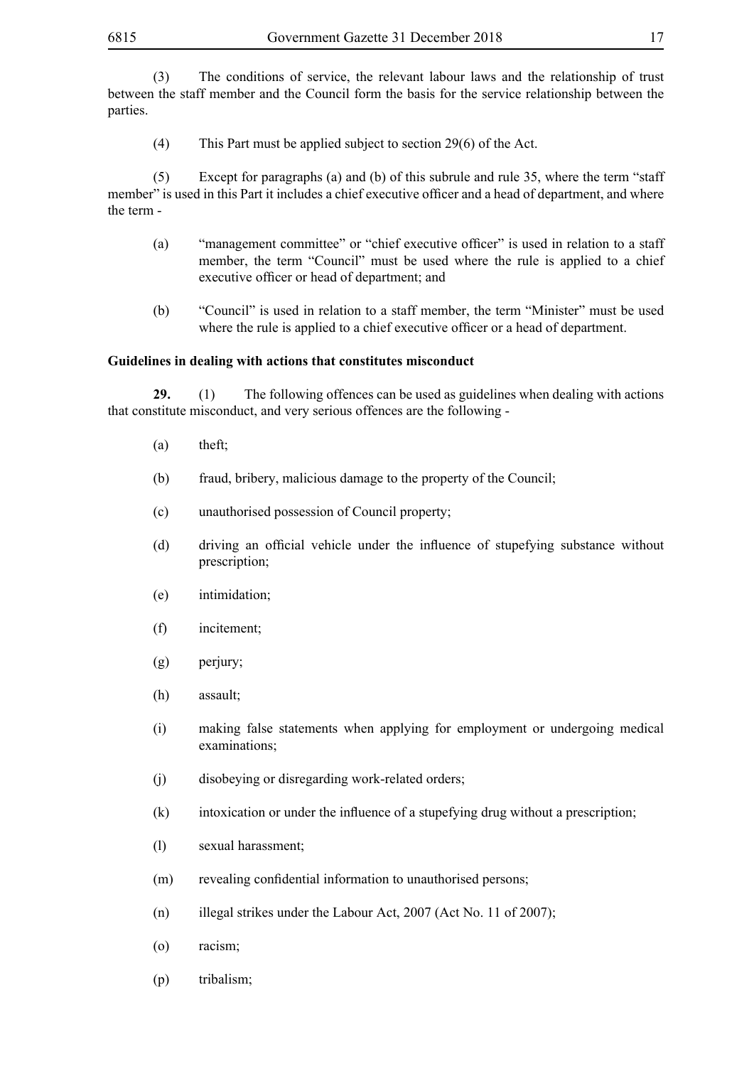(3) The conditions of service, the relevant labour laws and the relationship of trust between the staff member and the Council form the basis for the service relationship between the parties.

(4) This Part must be applied subject to section 29(6) of the Act.

(5) Except for paragraphs (a) and (b) of this subrule and rule 35, where the term "staff member" is used in this Part it includes a chief executive officer and a head of department, and where the term -

(a) "management committee" or "chief executive officer" is used in relation to a staff member, the term "Council" must be used where the rule is applied to a chief executive officer or head of department; and

(b) "Council" is used in relation to a staff member, the term "Minister" must be used where the rule is applied to a chief executive officer or a head of department.

**Guidelines in dealing with actions that constitutes misconduct**

**29.** (1) The following offences can be used as guidelines when dealing with actions that constitute misconduct, and very serious offences are the following -

(a) theft;

(b) fraud, bribery, malicious damage to the property of the Council;

(c) unauthorised possession of Council property;

(d) driving an official vehicle under the influence of stupefying substance without prescription;

(e) intimidation;

(f) incitement;

(g) perjury;

(h) assault;

(i) making false statements when applying for employment or undergoing medical examinations;

(j) disobeying or disregarding work-related orders;

(k) intoxication or under the influence of a stupefying drug without a prescription;

(l) sexual harassment;

(m) revealing confidential information to unauthorised persons;

(n) illegal strikes under the Labour Act, 2007 (Act No. 11 of 2007);

(o) racism;

(p) tribalism;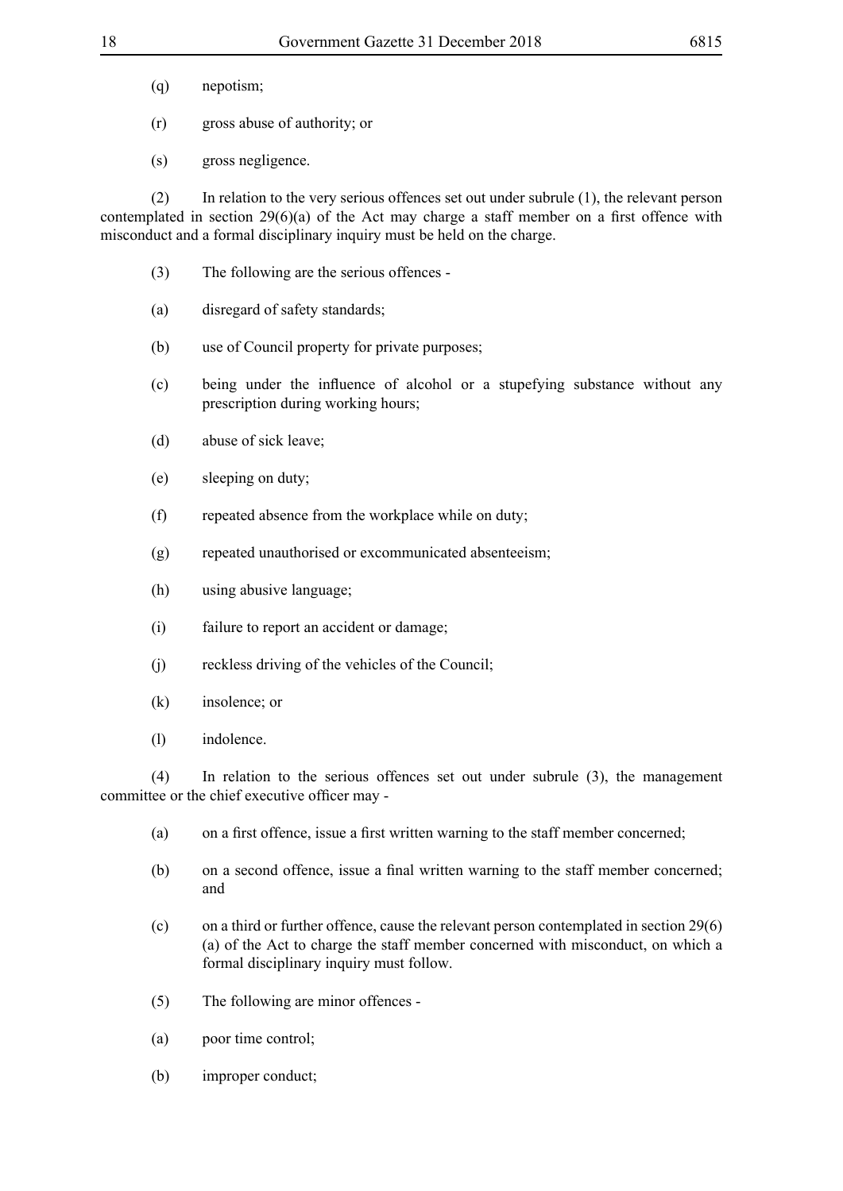(q) nepotism;

(r) gross abuse of authority; or

(s) gross negligence.

(2) In relation to the very serious offences set out under subrule (1), the relevant person contemplated in section 29(6)(a) of the Act may charge a staff member on a first offence with misconduct and a formal disciplinary inquiry must be held on the charge.

(3) The following are the serious offences -

(a) disregard of safety standards;

(b) use of Council property for private purposes;

(c) being under the influence of alcohol or a stupefying substance without any prescription during working hours;

(d) abuse of sick leave;

(e) sleeping on duty;

(f) repeated absence from the workplace while on duty;

(g) repeated unauthorised or excommunicated absenteeism;

(h) using abusive language;

(i) failure to report an accident or damage;

(j) reckless driving of the vehicles of the Council;

(k) insolence; or

(l) indolence.

(4) In relation to the serious offences set out under subrule (3), the management committee or the chief executive officer may -

(a) on a first offence, issue a first written warning to the staff member concerned;

(b) on a second offence, issue a final written warning to the staff member concerned; and

(c) on a third or further offence, cause the relevant person contemplated in section 29(6)(a) of the Act to charge the staff member concerned with misconduct, on which a formal disciplinary inquiry must follow.

(5) The following are minor offences -

(a) poor time control;

(b) improper conduct;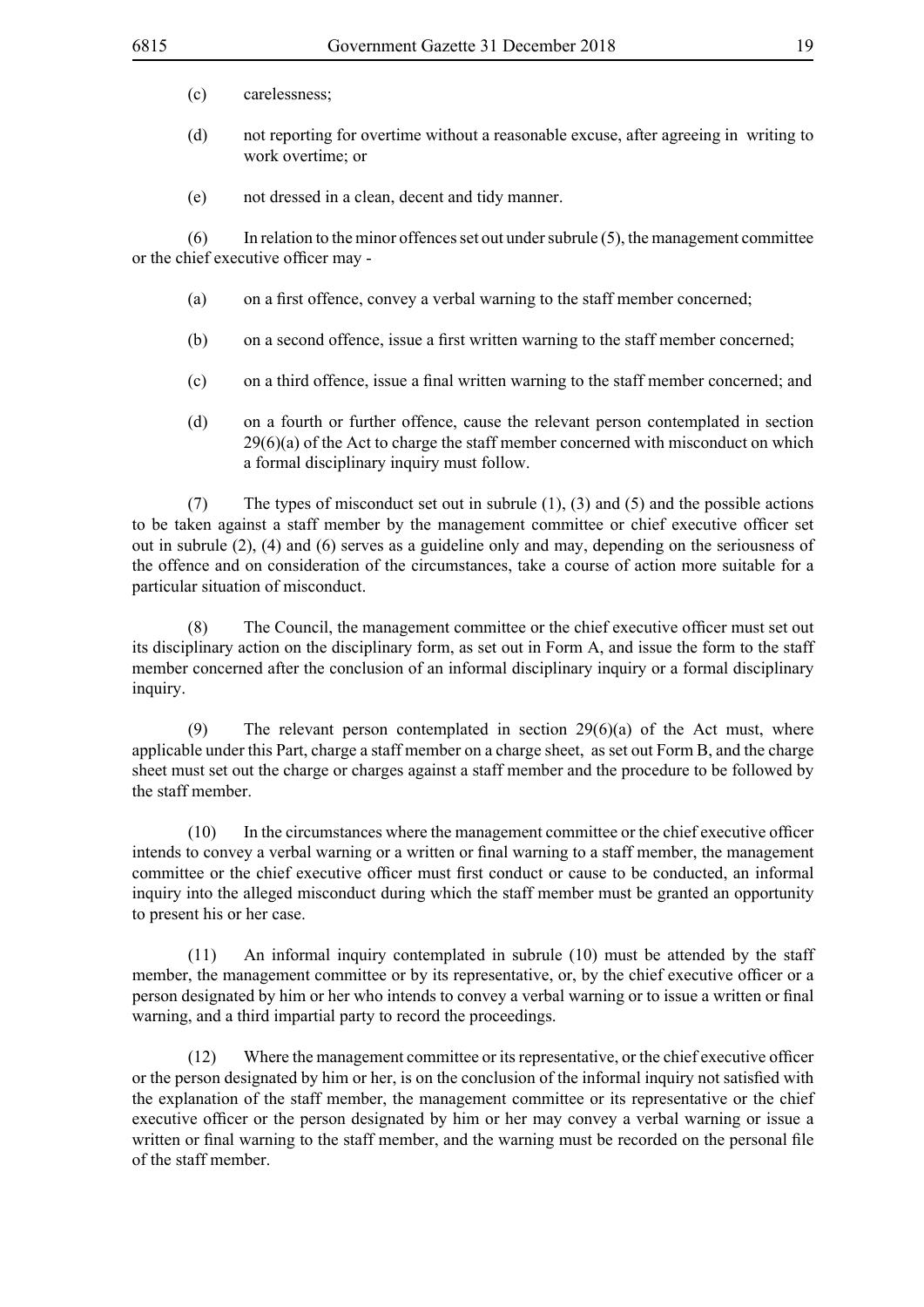(c) carelessness;

(d) not reporting for overtime without a reasonable excuse, after agreeing in writing to work overtime; or

(e) not dressed in a clean, decent and tidy manner.

(6) In relation to the minor offences set out under subrule (5), the management committee or the chief executive officer may -

(a) on a first offence, convey a verbal warning to the staff member concerned;

(b) on a second offence, issue a first written warning to the staff member concerned;

(c) on a third offence, issue a final written warning to the staff member concerned; and

(d) on a fourth or further offence, cause the relevant person contemplated in section 29(6)(a) of the Act to charge the staff member concerned with misconduct on which a formal disciplinary inquiry must follow.

(7) The types of misconduct set out in subrule (1), (3) and (5) and the possible actions to be taken against a staff member by the management committee or chief executive officer set out in subrule (2), (4) and (6) serves as a guideline only and may, depending on the seriousness of the offence and on consideration of the circumstances, take a course of action more suitable for a particular situation of misconduct.

(8) The Council, the management committee or the chief executive officer must set out its disciplinary action on the disciplinary form, as set out in Form A, and issue the form to the staff member concerned after the conclusion of an informal disciplinary inquiry or a formal disciplinary inquiry.

(9) The relevant person contemplated in section 29(6)(a) of the Act must, where applicable under this Part, charge a staff member on a charge sheet, as set out Form B, and the charge sheet must set out the charge or charges against a staff member and the procedure to be followed by the staff member.

(10) In the circumstances where the management committee or the chief executive officer intends to convey a verbal warning or a written or final warning to a staff member, the management committee or the chief executive officer must first conduct or cause to be conducted, an informal inquiry into the alleged misconduct during which the staff member must be granted an opportunity to present his or her case.

(11) An informal inquiry contemplated in subrule (10) must be attended by the staff member, the management committee or by its representative, or, by the chief executive officer or a person designated by him or her who intends to convey a verbal warning or to issue a written or final warning, and a third impartial party to record the proceedings.

(12) Where the management committee or its representative, or the chief executive officer or the person designated by him or her, is on the conclusion of the informal inquiry not satisfied with the explanation of the staff member, the management committee or its representative or the chief executive officer or the person designated by him or her may convey a verbal warning or issue a written or final warning to the staff member, and the warning must be recorded on the personal file of the staff member.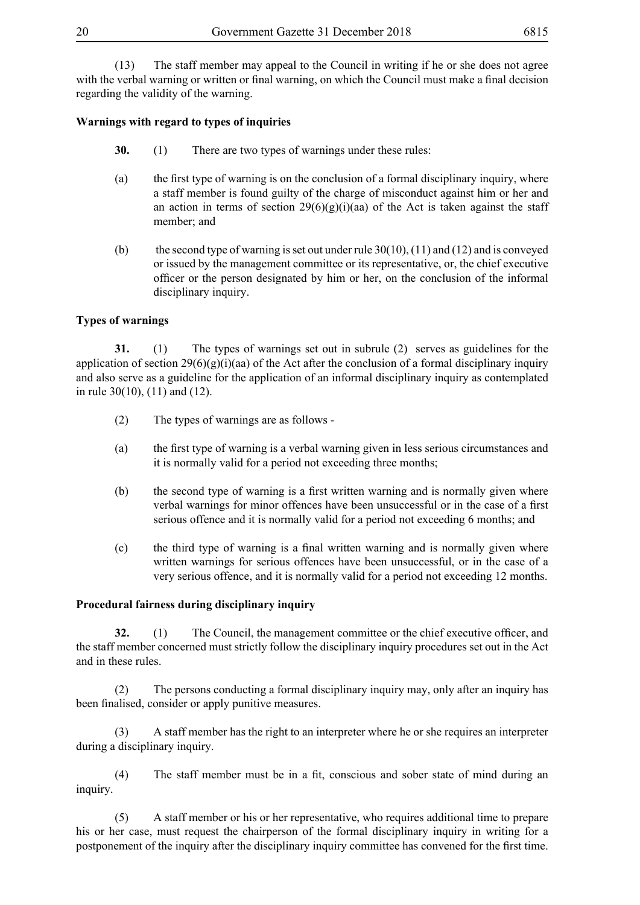(13) The staff member may appeal to the Council in writing if he or she does not agree with the verbal warning or written or final warning, on which the Council must make a final decision regarding the validity of the warning.

**Warnings with regard to types of inquiries**

**30.** (1) There are two types of warnings under these rules:

(a) the first type of warning is on the conclusion of a formal disciplinary inquiry, where a staff member is found guilty of the charge of misconduct against him or her and an action in terms of section 29(6)(g)(i)(aa) of the Act is taken against the staff member; and

(b) the second type of warning is set out under rule 30(10), (11) and (12) and is conveyed or issued by the management committee or its representative, or, the chief executive officer or the person designated by him or her, on the conclusion of the informal disciplinary inquiry.

**Types of warnings**

**31.** (1) The types of warnings set out in subrule (2) serves as guidelines for the application of section 29(6)(g)(i)(aa) of the Act after the conclusion of a formal disciplinary inquiry and also serve as a guideline for the application of an informal disciplinary inquiry as contemplated in rule 30(10), (11) and (12).

(2) The types of warnings are as follows -

(a) the first type of warning is a verbal warning given in less serious circumstances and it is normally valid for a period not exceeding three months;

(b) the second type of warning is a first written warning and is normally given where verbal warnings for minor offences have been unsuccessful or in the case of a first serious offence and it is normally valid for a period not exceeding 6 months; and

(c) the third type of warning is a final written warning and is normally given where written warnings for serious offences have been unsuccessful, or in the case of a very serious offence, and it is normally valid for a period not exceeding 12 months.

**Procedural fairness during disciplinary inquiry**

**32.** (1) The Council, the management committee or the chief executive officer, and the staff member concerned must strictly follow the disciplinary inquiry procedures set out in the Act and in these rules.

(2) The persons conducting a formal disciplinary inquiry may, only after an inquiry has been finalised, consider or apply punitive measures.

(3) A staff member has the right to an interpreter where he or she requires an interpreter during a disciplinary inquiry.

(4) The staff member must be in a fit, conscious and sober state of mind during an inquiry.

(5) A staff member or his or her representative, who requires additional time to prepare his or her case, must request the chairperson of the formal disciplinary inquiry in writing for a postponement of the inquiry after the disciplinary inquiry committee has convened for the first time.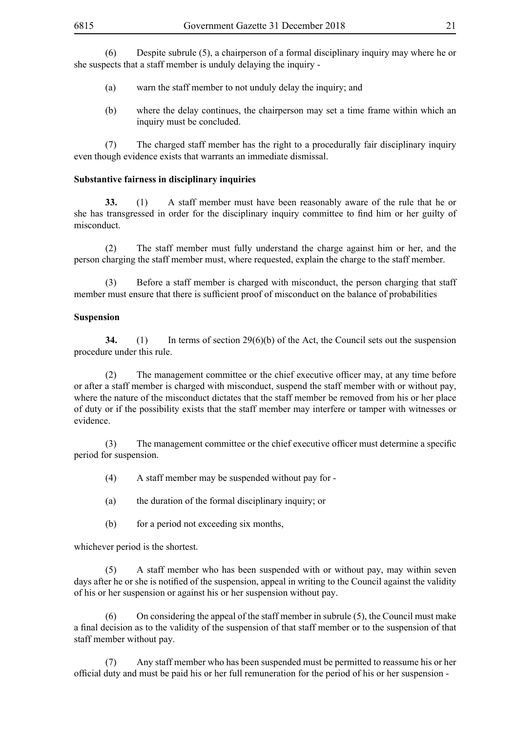(6) Despite subrule (5), a chairperson of a formal disciplinary inquiry may where he or she suspects that a staff member is unduly delaying the inquiry -

(a) warn the staff member to not unduly delay the inquiry; and

(b) where the delay continues, the chairperson may set a time frame within which an inquiry must be concluded.

(7) The charged staff member has the right to a procedurally fair disciplinary inquiry even though evidence exists that warrants an immediate dismissal.

**Substantive fairness in disciplinary inquiries**

**33.** (1) A staff member must have been reasonably aware of the rule that he or she has transgressed in order for the disciplinary inquiry committee to find him or her guilty of misconduct.

(2) The staff member must fully understand the charge against him or her, and the person charging the staff member must, where requested, explain the charge to the staff member.

(3) Before a staff member is charged with misconduct, the person charging that staff member must ensure that there is sufficient proof of misconduct on the balance of probabilities

**Suspension**

**34.** (1) In terms of section 29(6)(b) of the Act, the Council sets out the suspension procedure under this rule.

(2) The management committee or the chief executive officer may, at any time before or after a staff member is charged with misconduct, suspend the staff member with or without pay, where the nature of the misconduct dictates that the staff member be removed from his or her place of duty or if the possibility exists that the staff member may interfere or tamper with witnesses or evidence.

(3) The management committee or the chief executive officer must determine a specific period for suspension.

(4) A staff member may be suspended without pay for -

(a) the duration of the formal disciplinary inquiry; or

(b) for a period not exceeding six months,

whichever period is the shortest.

(5) A staff member who has been suspended with or without pay, may within seven days after he or she is notified of the suspension, appeal in writing to the Council against the validity of his or her suspension or against his or her suspension without pay.

(6) On considering the appeal of the staff member in subrule (5), the Council must make a final decision as to the validity of the suspension of that staff member or to the suspension of that staff member without pay.

(7) Any staff member who has been suspended must be permitted to reassume his or her official duty and must be paid his or her full remuneration for the period of his or her suspension -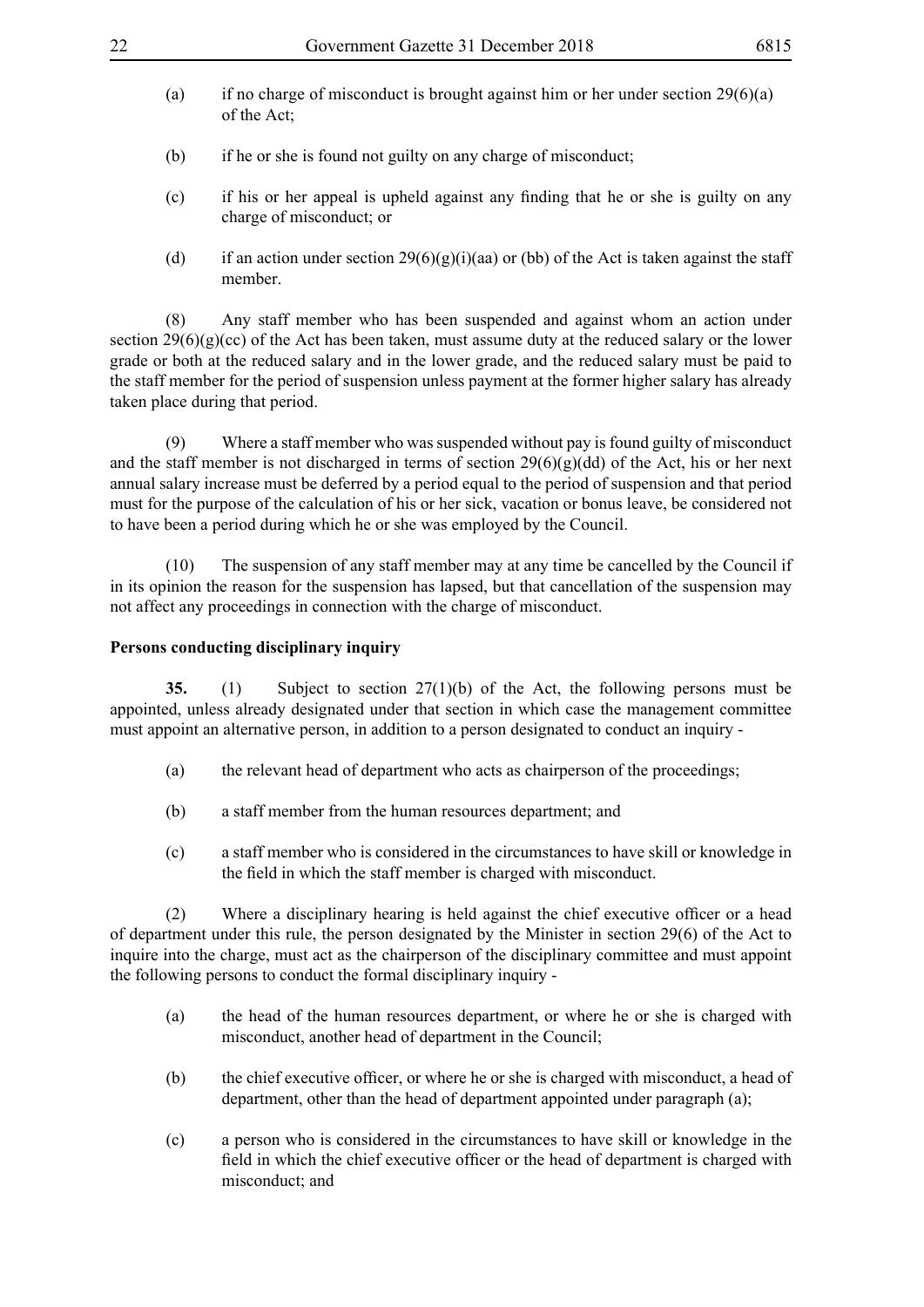(a) if no charge of misconduct is brought against him or her under section 29(6)(a) of the Act;

(b) if he or she is found not guilty on any charge of misconduct;

(c) if his or her appeal is upheld against any finding that he or she is guilty on any charge of misconduct; or

(d) if an action under section 29(6)(g)(i)(aa) or (bb) of the Act is taken against the staff member.

(8) Any staff member who has been suspended and against whom an action under section 29(6)(g)(cc) of the Act has been taken, must assume duty at the reduced salary or the lower grade or both at the reduced salary and in the lower grade, and the reduced salary must be paid to the staff member for the period of suspension unless payment at the former higher salary has already taken place during that period.

(9) Where a staff member who was suspended without pay is found guilty of misconduct and the staff member is not discharged in terms of section 29(6)(g)(dd) of the Act, his or her next annual salary increase must be deferred by a period equal to the period of suspension and that period must for the purpose of the calculation of his or her sick, vacation or bonus leave, be considered not to have been a period during which he or she was employed by the Council.

(10) The suspension of any staff member may at any time be cancelled by the Council if in its opinion the reason for the suspension has lapsed, but that cancellation of the suspension may not affect any proceedings in connection with the charge of misconduct.

**Persons conducting disciplinary inquiry**

**35.** (1) Subject to section 27(1)(b) of the Act, the following persons must be appointed, unless already designated under that section in which case the management committee must appoint an alternative person, in addition to a person designated to conduct an inquiry -

(a) the relevant head of department who acts as chairperson of the proceedings;

(b) a staff member from the human resources department; and

(c) a staff member who is considered in the circumstances to have skill or knowledge in the field in which the staff member is charged with misconduct.

(2) Where a disciplinary hearing is held against the chief executive officer or a head of department under this rule, the person designated by the Minister in section 29(6) of the Act to inquire into the charge, must act as the chairperson of the disciplinary committee and must appoint the following persons to conduct the formal disciplinary inquiry -

(a) the head of the human resources department, or where he or she is charged with misconduct, another head of department in the Council;

(b) the chief executive officer, or where he or she is charged with misconduct, a head of department, other than the head of department appointed under paragraph (a);

(c) a person who is considered in the circumstances to have skill or knowledge in the field in which the chief executive officer or the head of department is charged with misconduct; and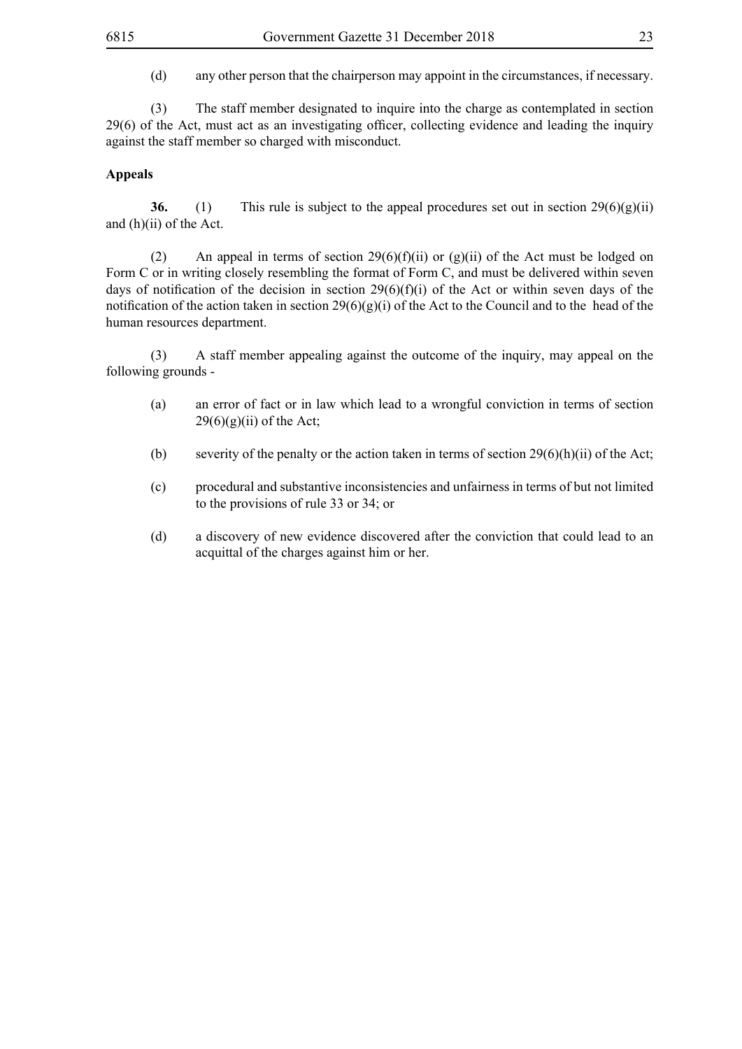(d) any other person that the chairperson may appoint in the circumstances, if necessary.

(3) The staff member designated to inquire into the charge as contemplated in section 29(6) of the Act, must act as an investigating officer, collecting evidence and leading the inquiry against the staff member so charged with misconduct.

**Appeals**

**36.** (1) This rule is subject to the appeal procedures set out in section 29(6)(g)(ii) and (h)(ii) of the Act.

(2) An appeal in terms of section 29(6)(f)(ii) or (g)(ii) of the Act must be lodged on Form C or in writing closely resembling the format of Form C, and must be delivered within seven days of notification of the decision in section 29(6)(f)(i) of the Act or within seven days of the notification of the action taken in section 29(6)(g)(i) of the Act to the Council and to the head of the human resources department.

(3) A staff member appealing against the outcome of the inquiry, may appeal on the following grounds -

(a) an error of fact or in law which lead to a wrongful conviction in terms of section 29(6)(g)(ii) of the Act;

(b) severity of the penalty or the action taken in terms of section 29(6)(h)(ii) of the Act;

(c) procedural and substantive inconsistencies and unfairness in terms of but not limited to the provisions of rule 33 or 34; or

(d) a discovery of new evidence discovered after the conviction that could lead to an acquittal of the charges against him or her.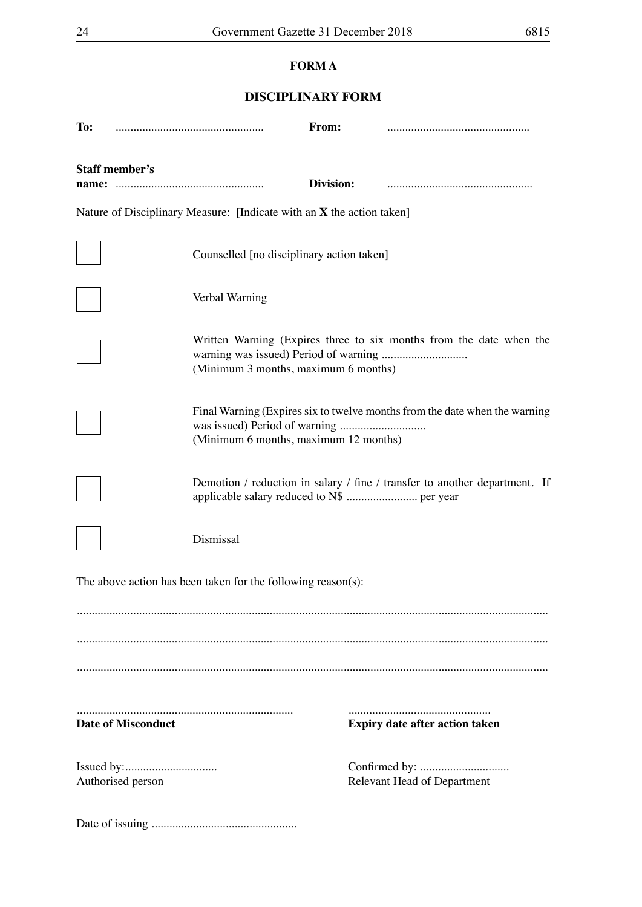## FORM A

## DISCIPLINARY FORM

**To:** ................................................. **From:** ................................................

**Staff member's name:** ................................................. **Division:** .................................................

Nature of Disciplinary Measure: [Indicate with an **X** the action taken]

☐ Counselled [no disciplinary action taken]

☐ Verbal Warning

☐ Written Warning (Expires three to six months from the date when the warning was issued) Period of warning .............................
(Minimum 3 months, maximum 6 months)

☐ Final Warning (Expires six to twelve months from the date when the warning was issued) Period of warning .............................
(Minimum 6 months, maximum 12 months)

☐ Demotion / reduction in salary / fine / transfer to another department. If applicable salary reduced to N$ ........................ per year

☐ Dismissal

The above action has been taken for the following reason(s):

.............................................................................................................................................

.............................................................................................................................................

.............................................................................................................................................

........................................................................ ................................................
**Date of Misconduct** **Expiry date after action taken**

Issued by:............................... Confirmed by: ..............................
Authorised person Relevant Head of Department

Date of issuing .................................................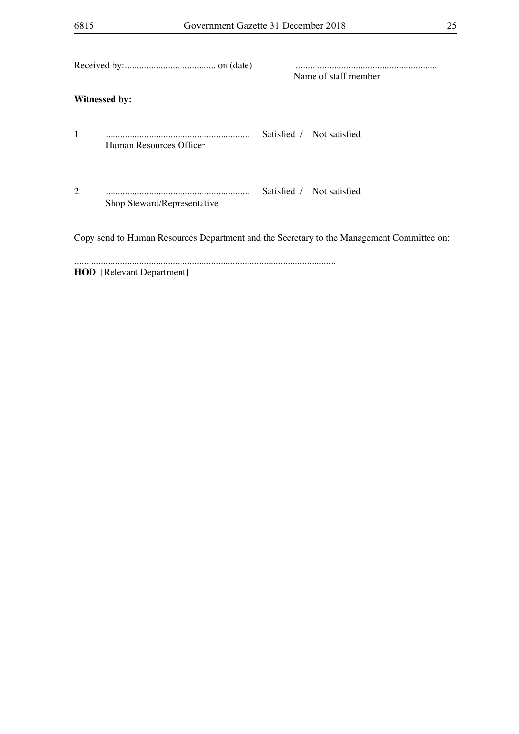Received by:...................................... on (date) ...........................................................
Name of staff member

**Witnessed by:**

1 ........................................................... Satisfied / Not satisfied
Human Resources Officer

2 ........................................................... Satisfied / Not satisfied
Shop Steward/Representative

Copy send to Human Resources Department and the Secretary to the Management Committee on:

............................................................................................................

**HOD** [Relevant Department]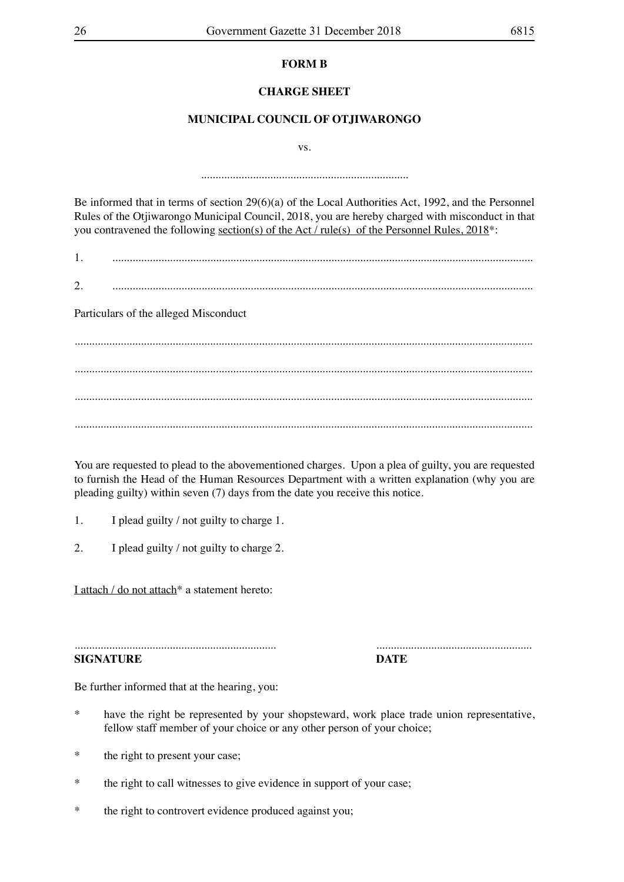**FORM B**

**CHARGE SHEET**

**MUNICIPAL COUNCIL OF OTJIWARONGO**

vs.

........................................................................

Be informed that in terms of section 29(6)(a) of the Local Authorities Act, 1992, and the Personnel Rules of the Otjiwarongo Municipal Council, 2018, you are hereby charged with misconduct in that you contravened the following section(s) of the Act / rule(s) of the Personnel Rules, 2018*:

1. ..................................................................................................................................................

2. ..................................................................................................................................................

Particulars of the alleged Misconduct

..............................................................................................................................................................

..............................................................................................................................................................

..............................................................................................................................................................

..............................................................................................................................................................

You are requested to plead to the abovementioned charges. Upon a plea of guilty, you are requested to furnish the Head of the Human Resources Department with a written explanation (why you are pleading guilty) within seven (7) days from the date you receive this notice.

1. I plead guilty / not guilty to charge 1.

2. I plead guilty / not guilty to charge 2.

I attach / do not attach* a statement hereto:

......................................................................	......................................................
**SIGNATURE**	**DATE**

Be further informed that at the hearing, you:

* have the right be represented by your shopsteward, work place trade union representative, fellow staff member of your choice or any other person of your choice;
* the right to present your case;
* the right to call witnesses to give evidence in support of your case;
* the right to controvert evidence produced against you;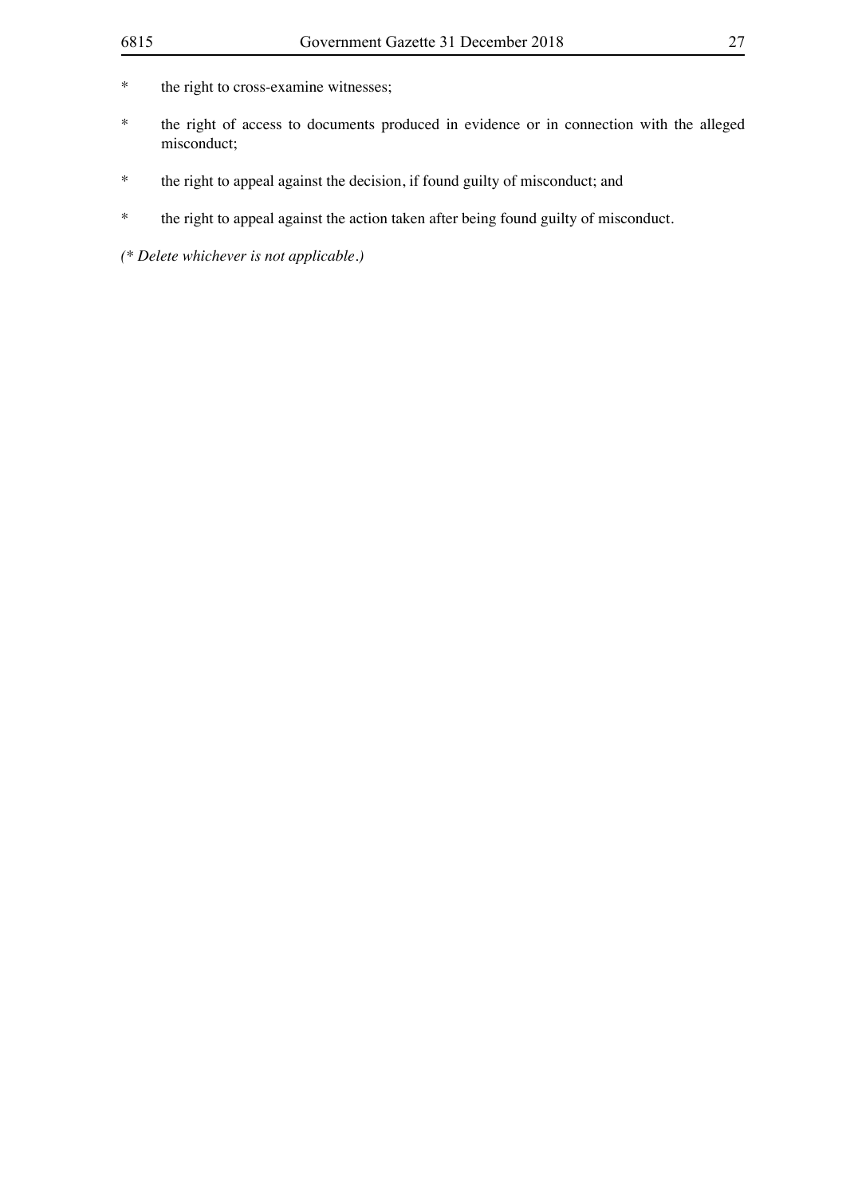\* the right to cross-examine witnesses;

\* the right of access to documents produced in evidence or in connection with the alleged misconduct;

\* the right to appeal against the decision, if found guilty of misconduct; and

\* the right to appeal against the action taken after being found guilty of misconduct.

*(\* Delete whichever is not applicable.)*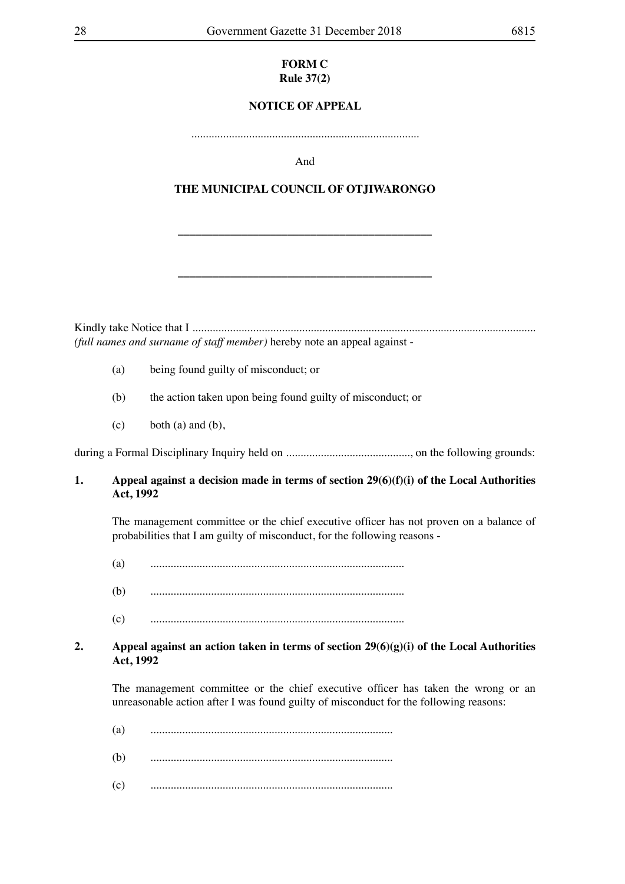**FORM C**
**Rule 37(2)**

**NOTICE OF APPEAL**

..............................................................................

And

**THE MUNICIPAL COUNCIL OF OTJIWARONGO**

\_\_\_\_\_\_\_\_\_\_\_\_\_\_\_\_\_\_\_\_\_\_\_\_\_\_\_\_\_\_\_\_\_\_\_\_\_\_\_\_\_\_\_\_

\_\_\_\_\_\_\_\_\_\_\_\_\_\_\_\_\_\_\_\_\_\_\_\_\_\_\_\_\_\_\_\_\_\_\_\_\_\_\_\_\_\_\_\_

Kindly take Notice that I ....................................................................................................................... *(full names and surname of staff member)* hereby note an appeal against -

(a) being found guilty of misconduct; or

(b) the action taken upon being found guilty of misconduct; or

(c) both (a) and (b),

during a Formal Disciplinary Inquiry held on ..........................................., on the following grounds:

**1. Appeal against a decision made in terms of section 29(6)(f)(i) of the Local Authorities Act, 1992**

The management committee or the chief executive officer has not proven on a balance of probabilities that I am guilty of misconduct, for the following reasons -

(a) .......................................................................................

(b) .......................................................................................

(c) .......................................................................................

**2. Appeal against an action taken in terms of section 29(6)(g)(i) of the Local Authorities Act, 1992**

The management committee or the chief executive officer has taken the wrong or an unreasonable action after I was found guilty of misconduct for the following reasons:

(a) ...................................................................................

(b) ...................................................................................

(c) ...................................................................................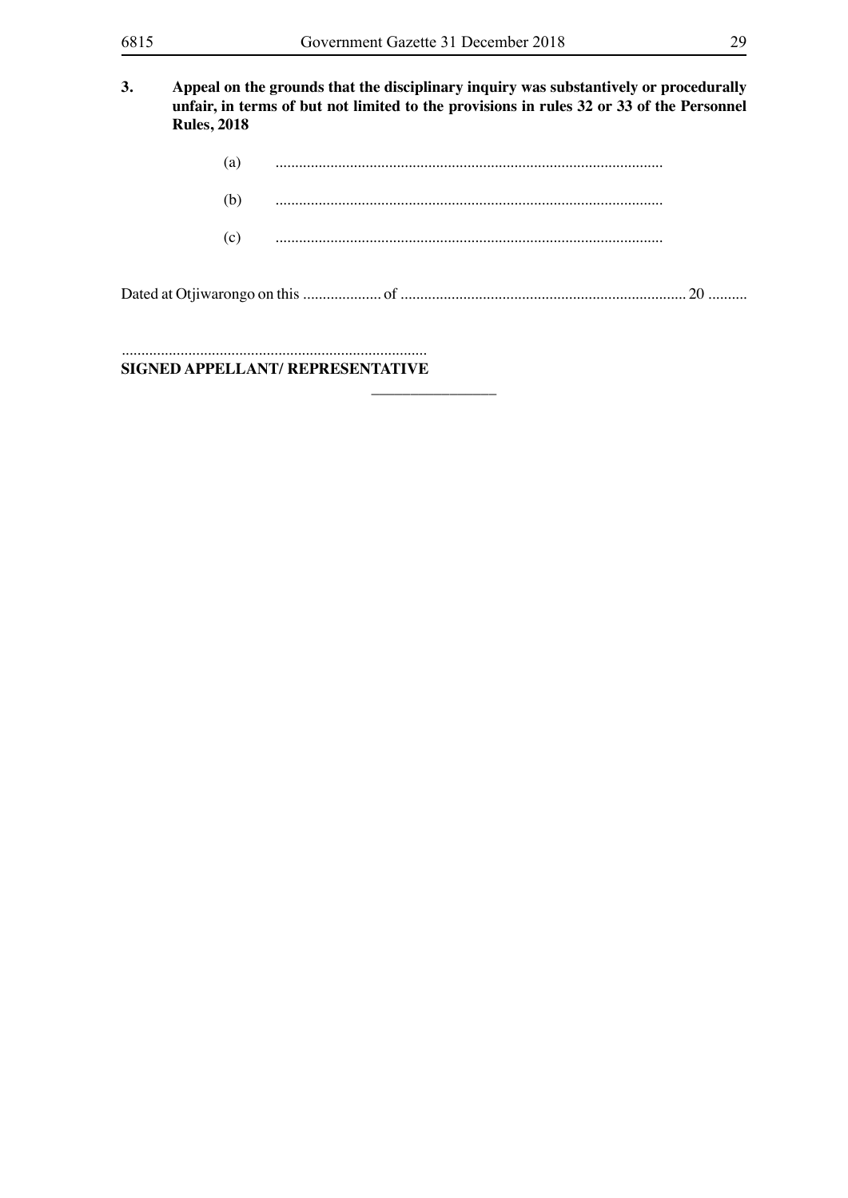**3. Appeal on the grounds that the disciplinary inquiry was substantively or procedurally unfair, in terms of but not limited to the provisions in rules 32 or 33 of the Personnel Rules, 2018**

(a) ..................................................................................................

(b) ..................................................................................................

(c) ..................................................................................................

Dated at Otjiwarongo on this .................... of ........................................................................ 20 ..........

.............................................................................

**SIGNED APPELLANT/ REPRESENTATIVE**

________________